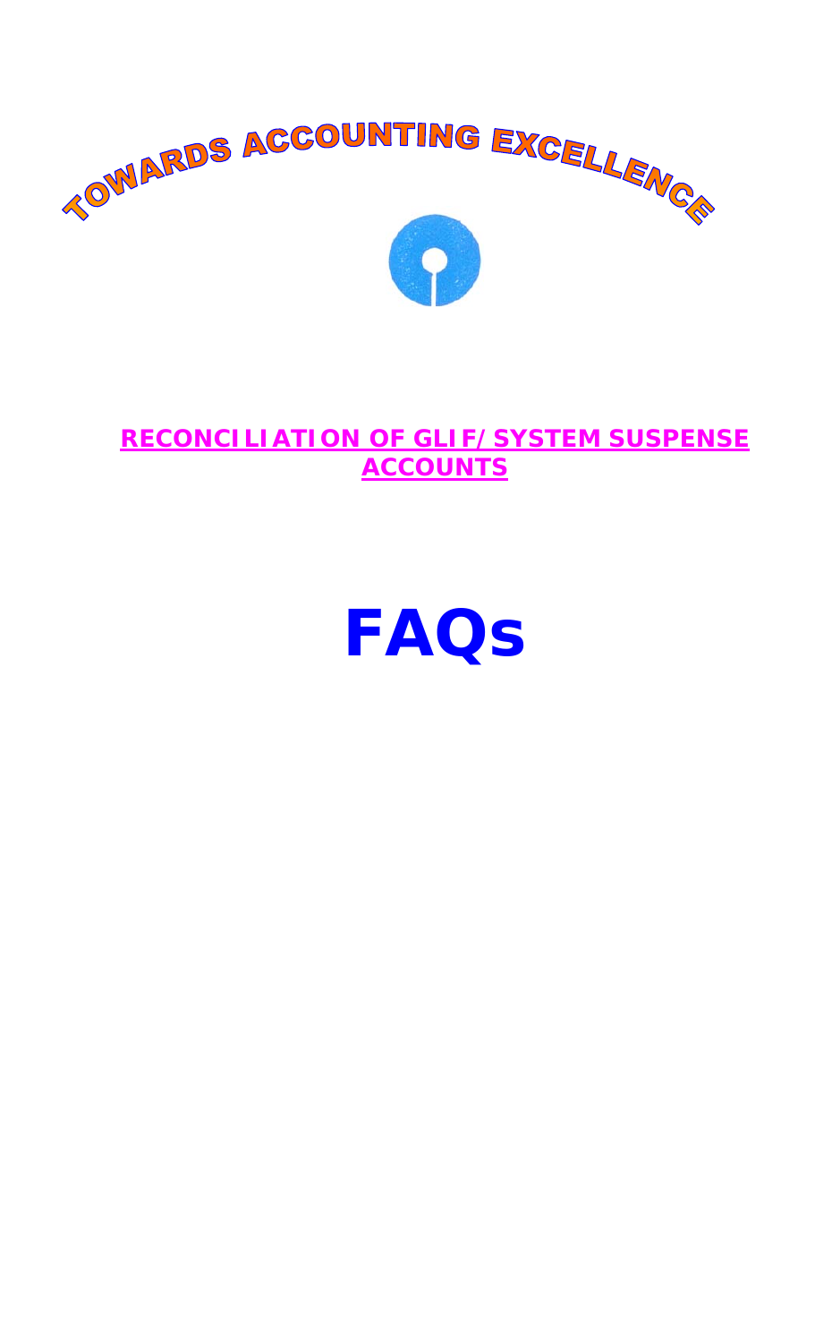TOWARDS ACCOUNTING EXCELLENCE

**RECONCILIATION OF GLIF/SYSTEM SUSPENSE ACCOUNTS**

# FAQs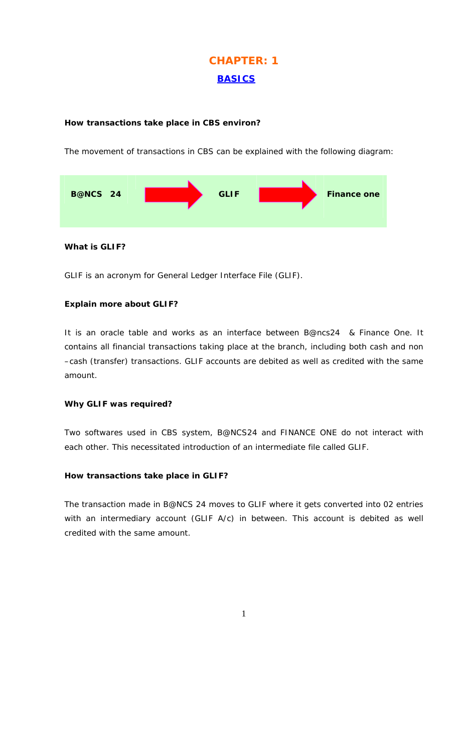# CHAPTER: 1

## BASICS

**How transactions take place in CBS environ?**

The movement of transactions in CBS can be explained with the following diagram:

**B@NCS 24** → **GLIF** → **Finance one**

**What is GLIF?**

GLIF is an acronym for General Ledger Interface File (GLIF).

**Explain more about GLIF?**

It is an oracle table and works as an interface between B@ncs24 & Finance One. It contains all financial transactions taking place at the branch, including both cash and non –cash (transfer) transactions. GLIF accounts are debited as well as credited with the same amount.

**Why GLIF was required?**

Two softwares used in CBS system, B@NCS24 and FINANCE ONE do not interact with each other. This necessitated introduction of an intermediate file called GLIF.

**How transactions take place in GLIF?**

The transaction made in B@NCS 24 moves to GLIF where it gets converted into 02 entries with an intermediary account (GLIF A/c) in between. This account is debited as well credited with the same amount.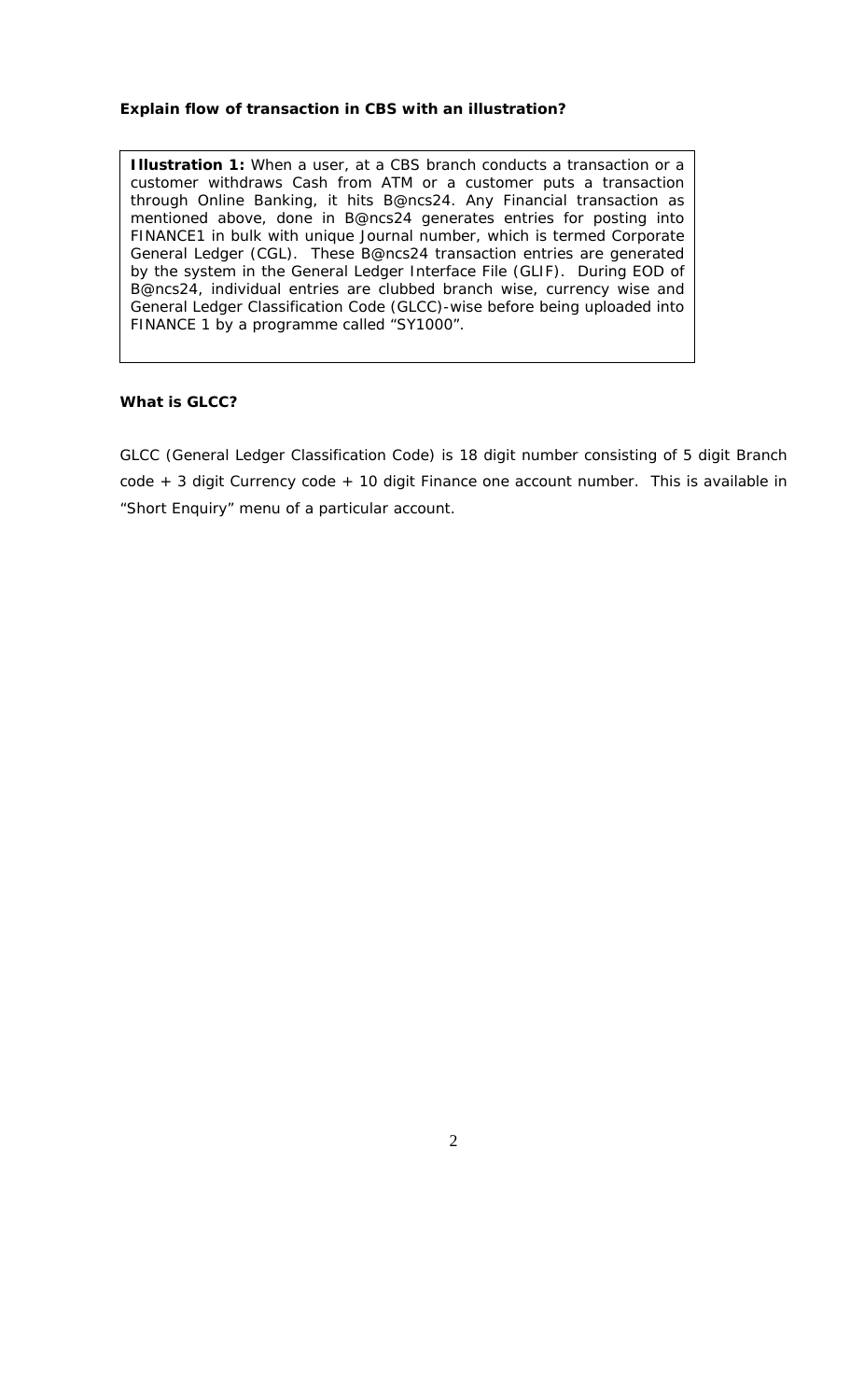**Explain flow of transaction in CBS with an illustration?**

> **Illustration 1:** When a user, at a CBS branch conducts a transaction or a customer withdraws Cash from ATM or a customer puts a transaction through Online Banking, it hits B@ncs24. Any Financial transaction as mentioned above, done in B@ncs24 generates entries for posting into FINANCE1 in bulk with unique Journal number, which is termed Corporate General Ledger (CGL). These B@ncs24 transaction entries are generated by the system in the General Ledger Interface File (GLIF). During EOD of B@ncs24, individual entries are clubbed branch wise, currency wise and General Ledger Classification Code (GLCC)-wise before being uploaded into FINANCE 1 by a programme called "SY1000".

**What is GLCC?**

GLCC (General Ledger Classification Code) is 18 digit number consisting of 5 digit Branch code + 3 digit Currency code + 10 digit Finance one account number. This is available in "Short Enquiry" menu of a particular account.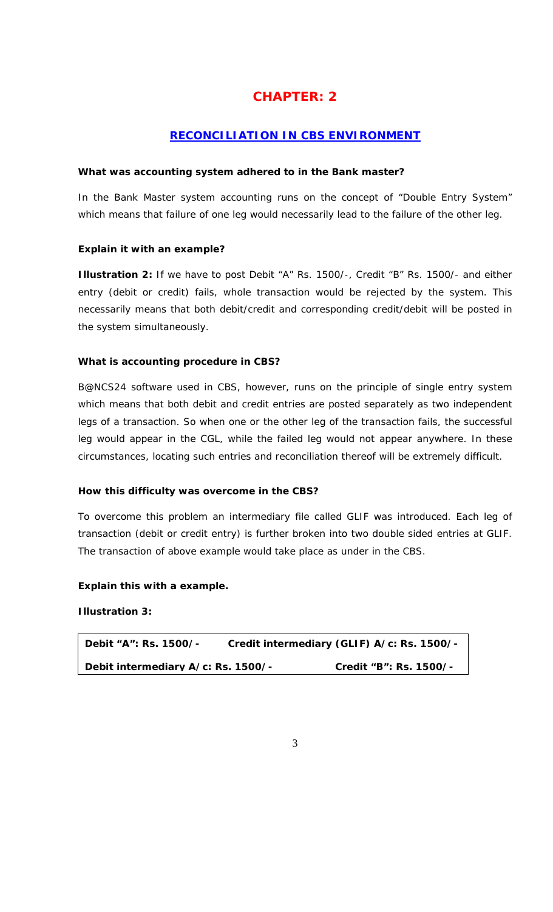# CHAPTER: 2

## RECONCILIATION IN CBS ENVIRONMENT

**What was accounting system adhered to in the Bank master?**

In the Bank Master system accounting runs on the concept of "Double Entry System" which means that failure of one leg would necessarily lead to the failure of the other leg.

**Explain it with an example?**

**Illustration 2:** If we have to post Debit "A" Rs. 1500/-, Credit "B" Rs. 1500/- and either entry (debit or credit) fails, whole transaction would be rejected by the system. This necessarily means that both debit/credit and corresponding credit/debit will be posted in the system simultaneously.

**What is accounting procedure in CBS?**

B@NCS24 software used in CBS, however, runs on the principle of single entry system which means that both debit and credit entries are posted separately as two independent legs of a transaction. So when one or the other leg of the transaction fails, the successful leg would appear in the CGL, while the failed leg would not appear anywhere. In these circumstances, locating such entries and reconciliation thereof will be extremely difficult.

**How this difficulty was overcome in the CBS?**

To overcome this problem an intermediary file called GLIF was introduced. Each leg of transaction (debit or credit entry) is further broken into two double sided entries at GLIF. The transaction of above example would take place as under in the CBS.

**Explain this with a example.**

**Illustration 3:**

| | |
|---|---|
| **Debit "A": Rs. 1500/-** | **Credit intermediary (GLIF) A/c: Rs. 1500/-** |
| **Debit intermediary A/c: Rs. 1500/-** | **Credit "B": Rs. 1500/-** |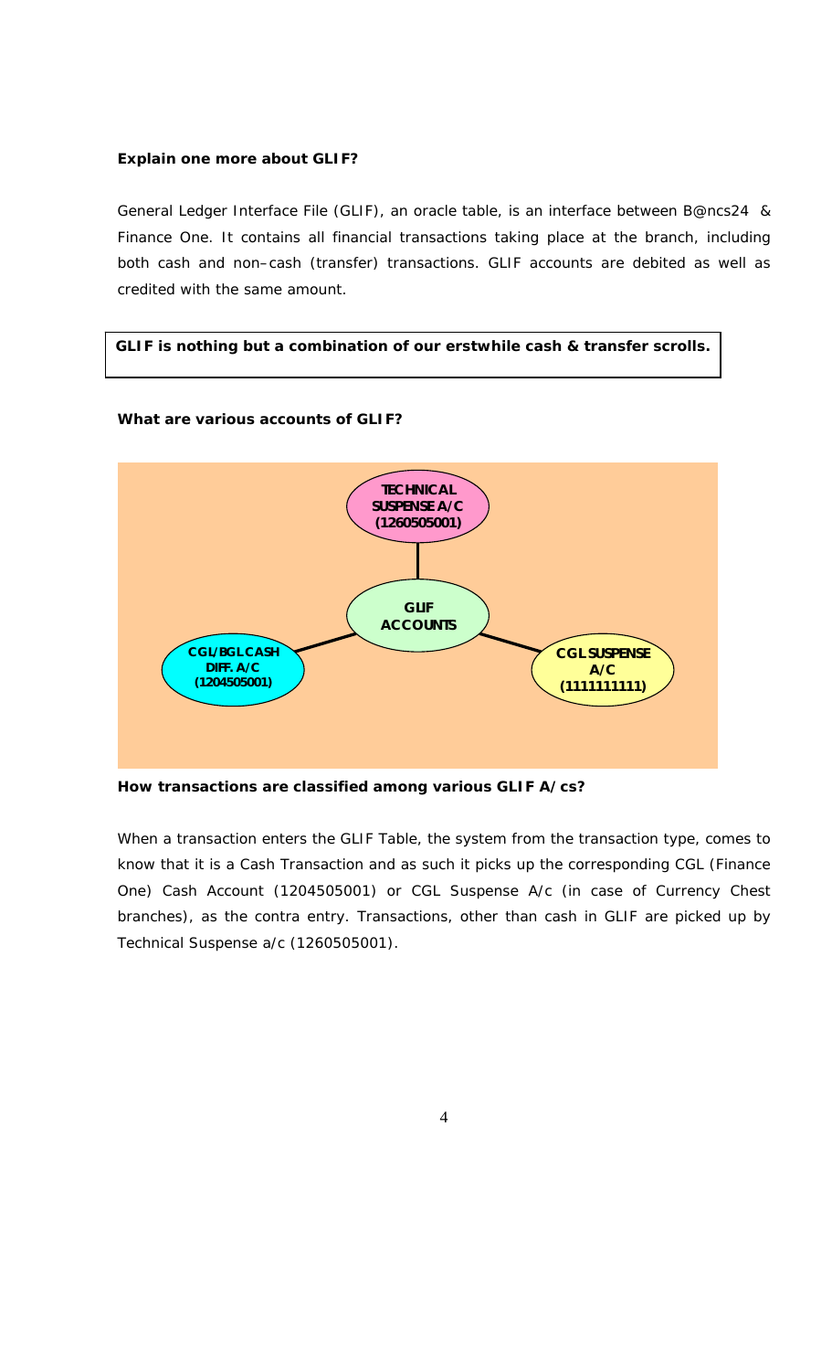**Explain one more about GLIF?**

General Ledger Interface File (GLIF), an oracle table, is an interface between B@ncs24 & Finance One. It contains all financial transactions taking place at the branch, including both cash and non–cash (transfer) transactions. GLIF accounts are debited as well as credited with the same amount.

| **GLIF is nothing but a combination of our erstwhile cash & transfer scrolls.** |
|---|

**What are various accounts of GLIF?**

- **GLIF ACCOUNTS**
  - **TECHNICAL SUSPENSE A/C (1260505001)**
  - **CGL/BGL CASH DIFF. A/C (1204505001)**
  - **CGL SUSPENSE A/C (1111111111)**

**How transactions are classified among various GLIF A/cs?**

When a transaction enters the GLIF Table, the system from the transaction type, comes to know that it is a Cash Transaction and as such it picks up the corresponding CGL (Finance One) Cash Account (1204505001) or CGL Suspense A/c (in case of Currency Chest branches), as the contra entry. Transactions, other than cash in GLIF are picked up by Technical Suspense a/c (1260505001).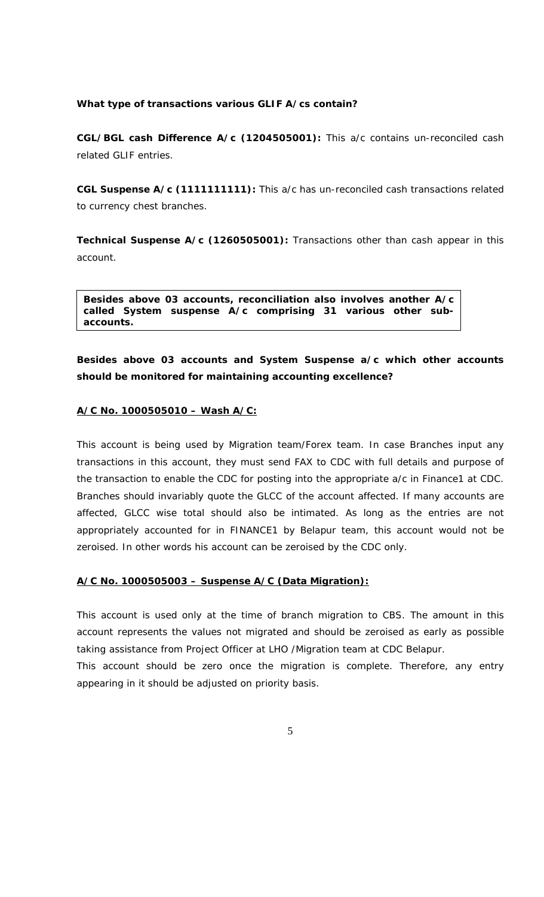**What type of transactions various GLIF A/cs contain?**

**CGL/BGL cash Difference A/c (1204505001):** This a/c contains un-reconciled cash related GLIF entries.

**CGL Suspense A/c (1111111111):** This a/c has un-reconciled cash transactions related to currency chest branches.

**Technical Suspense A/c (1260505001):** Transactions other than cash appear in this account.

**Besides above 03 accounts, reconciliation also involves another A/c called System suspense A/c comprising 31 various other sub-accounts.**

**Besides above 03 accounts and System Suspense a/c which other accounts should be monitored for maintaining accounting excellence?**

**<u>A/C No. 1000505010 – Wash A/C:</u>**

This account is being used by Migration team/Forex team. In case Branches input any transactions in this account, they must send FAX to CDC with full details and purpose of the transaction to enable the CDC for posting into the appropriate a/c in Finance1 at CDC. Branches should invariably quote the GLCC of the account affected. If many accounts are affected, GLCC wise total should also be intimated. As long as the entries are not appropriately accounted for in FINANCE1 by Belapur team, this account would not be zeroised. In other words his account can be zeroised by the CDC only.

**<u>A/C No. 1000505003 – Suspense A/C (Data Migration):</u>**

This account is used only at the time of branch migration to CBS. The amount in this account represents the values not migrated and should be zeroised as early as possible taking assistance from Project Officer at LHO /Migration team at CDC Belapur.

This account should be zero once the migration is complete. Therefore, any entry appearing in it should be adjusted on priority basis.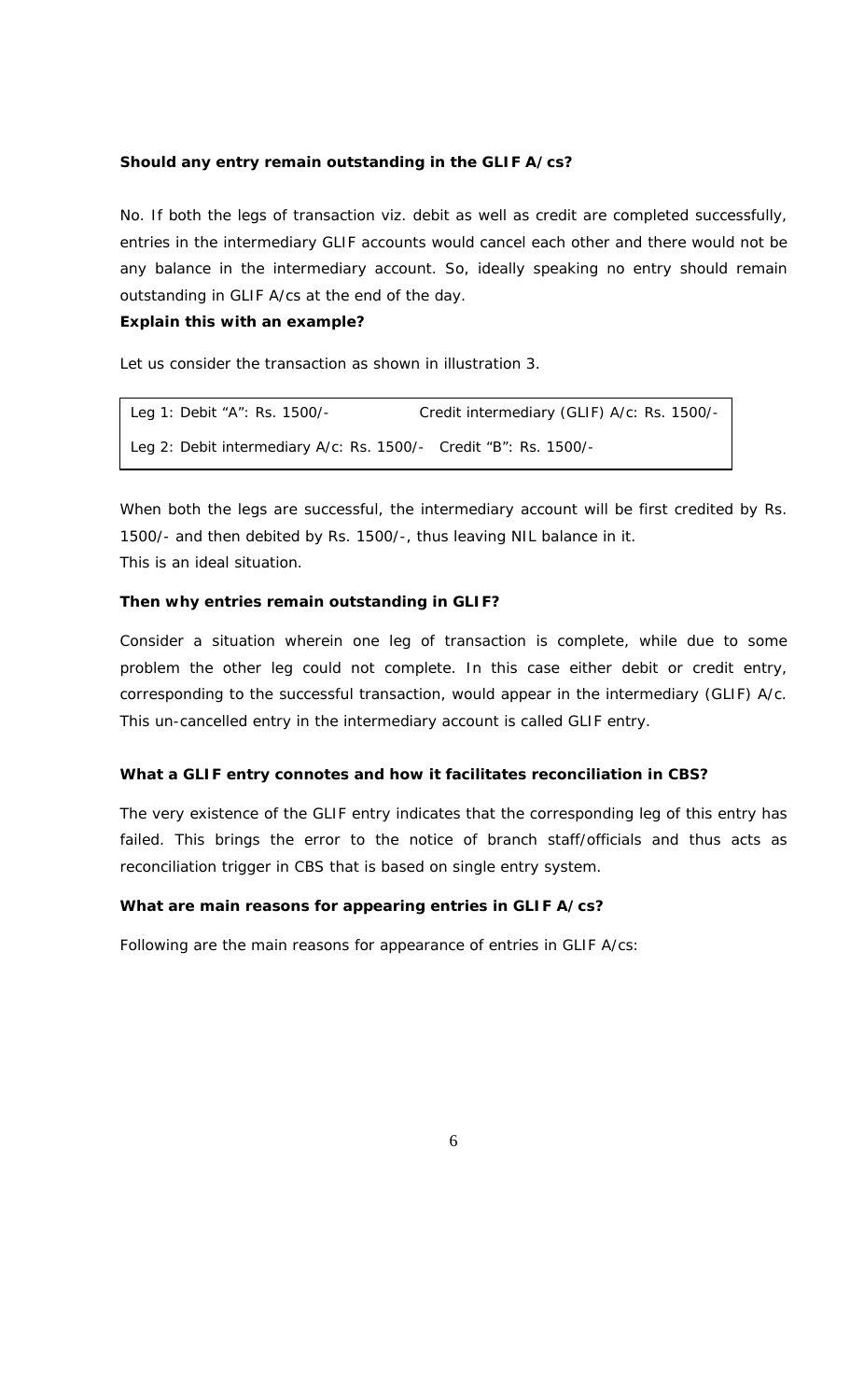**Should any entry remain outstanding in the GLIF A/cs?**

No. If both the legs of transaction viz. debit as well as credit are completed successfully, entries in the intermediary GLIF accounts would cancel each other and there would not be any balance in the intermediary account. So, ideally speaking no entry should remain outstanding in GLIF A/cs at the end of the day.

**Explain this with an example?**

Let us consider the transaction as shown in illustration 3.

| | |
|---|---|
| Leg 1: Debit "A": Rs. 1500/- | Credit intermediary (GLIF) A/c: Rs. 1500/- |
| Leg 2: Debit intermediary A/c: Rs. 1500/- | Credit "B": Rs. 1500/- |

When both the legs are successful, the intermediary account will be first credited by Rs. 1500/- and then debited by Rs. 1500/-, thus leaving NIL balance in it.
This is an ideal situation.

**Then why entries remain outstanding in GLIF?**

Consider a situation wherein one leg of transaction is complete, while due to some problem the other leg could not complete. In this case either debit or credit entry, corresponding to the successful transaction, would appear in the intermediary (GLIF) A/c. This un-cancelled entry in the intermediary account is called GLIF entry.

**What a GLIF entry connotes and how it facilitates reconciliation in CBS?**

The very existence of the GLIF entry indicates that the corresponding leg of this entry has failed. This brings the error to the notice of branch staff/officials and thus acts as reconciliation trigger in CBS that is based on single entry system.

**What are main reasons for appearing entries in GLIF A/cs?**

Following are the main reasons for appearance of entries in GLIF A/cs: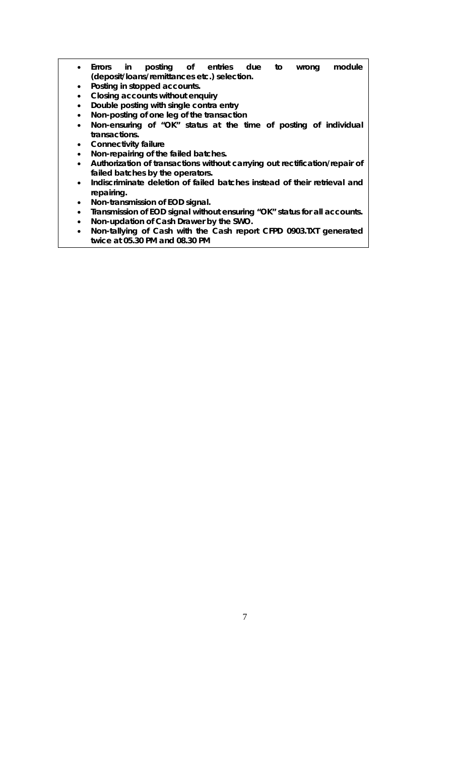- **Errors in posting of entries due to wrong module (deposit/loans/remittances etc.) selection.**
- **Posting in stopped accounts.**
- **Closing accounts without enquiry**
- **Double posting with single contra entry**
- **Non-posting of one leg of the transaction**
- **Non-ensuring of "OK" status at the time of posting of individual transactions.**
- **Connectivity failure**
- **Non-repairing of the failed batches.**
- **Authorization of transactions without carrying out rectification/repair of failed batches by the operators.**
- **Indiscriminate deletion of failed batches instead of their retrieval and repairing.**
- **Non-transmission of EOD signal.**
- **Transmission of EOD signal without ensuring "OK" status for all accounts.**
- **Non-updation of Cash Drawer by the SWO.**
- **Non-tallying of Cash with the Cash report CFPD 0903.TXT generated twice at 05.30 PM and 08.30 PM**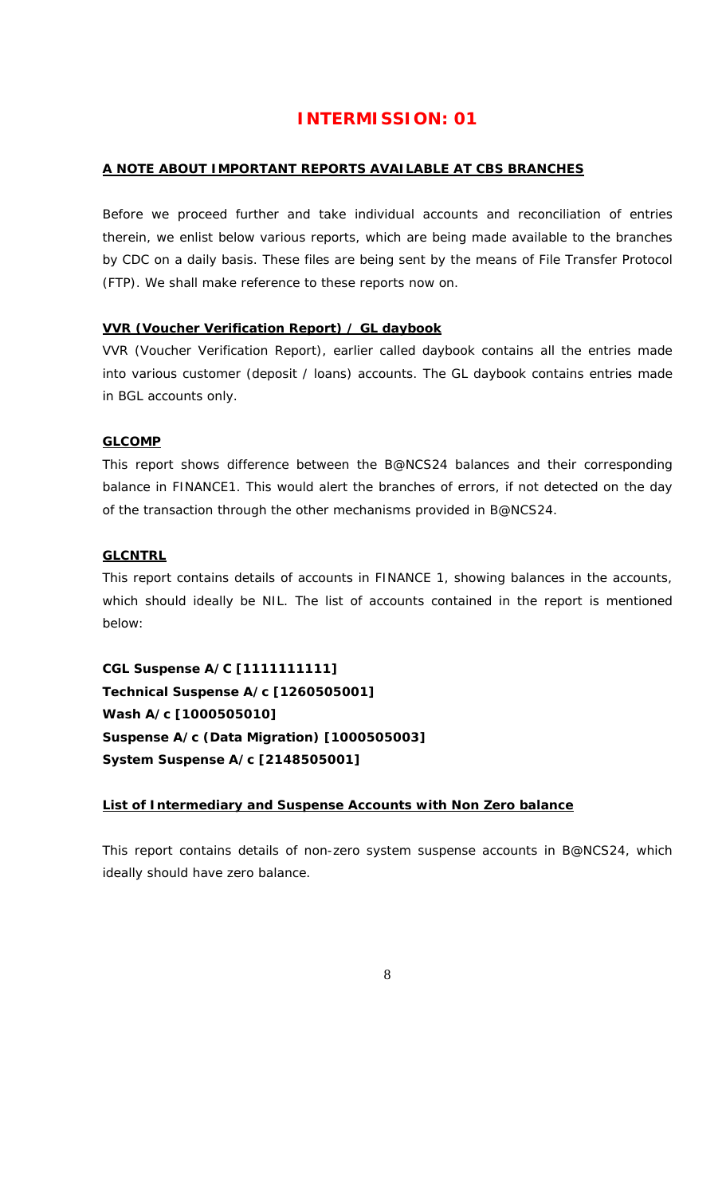# INTERMISSION: 01

## A NOTE ABOUT IMPORTANT REPORTS AVAILABLE AT CBS BRANCHES

Before we proceed further and take individual accounts and reconciliation of entries therein, we enlist below various reports, which are being made available to the branches by CDC on a daily basis. These files are being sent by the means of File Transfer Protocol (FTP). We shall make reference to these reports now on.

### VVR (Voucher Verification Report) / GL daybook

VVR (Voucher Verification Report), earlier called daybook contains all the entries made into various customer (deposit / loans) accounts. The GL daybook contains entries made in BGL accounts only.

### GLCOMP

This report shows difference between the B@NCS24 balances and their corresponding balance in FINANCE1. This would alert the branches of errors, if not detected on the day of the transaction through the other mechanisms provided in B@NCS24.

### GLCNTRL

This report contains details of accounts in FINANCE 1, showing balances in the accounts, which should ideally be NIL. The list of accounts contained in the report is mentioned below:

**CGL Suspense A/C [1111111111]**
**Technical Suspense A/c [1260505001]**
**Wash A/c [1000505010]**
**Suspense A/c (Data Migration) [1000505003]**
**System Suspense A/c [2148505001]**

### List of Intermediary and Suspense Accounts with Non Zero balance

This report contains details of non-zero system suspense accounts in B@NCS24, which ideally should have zero balance.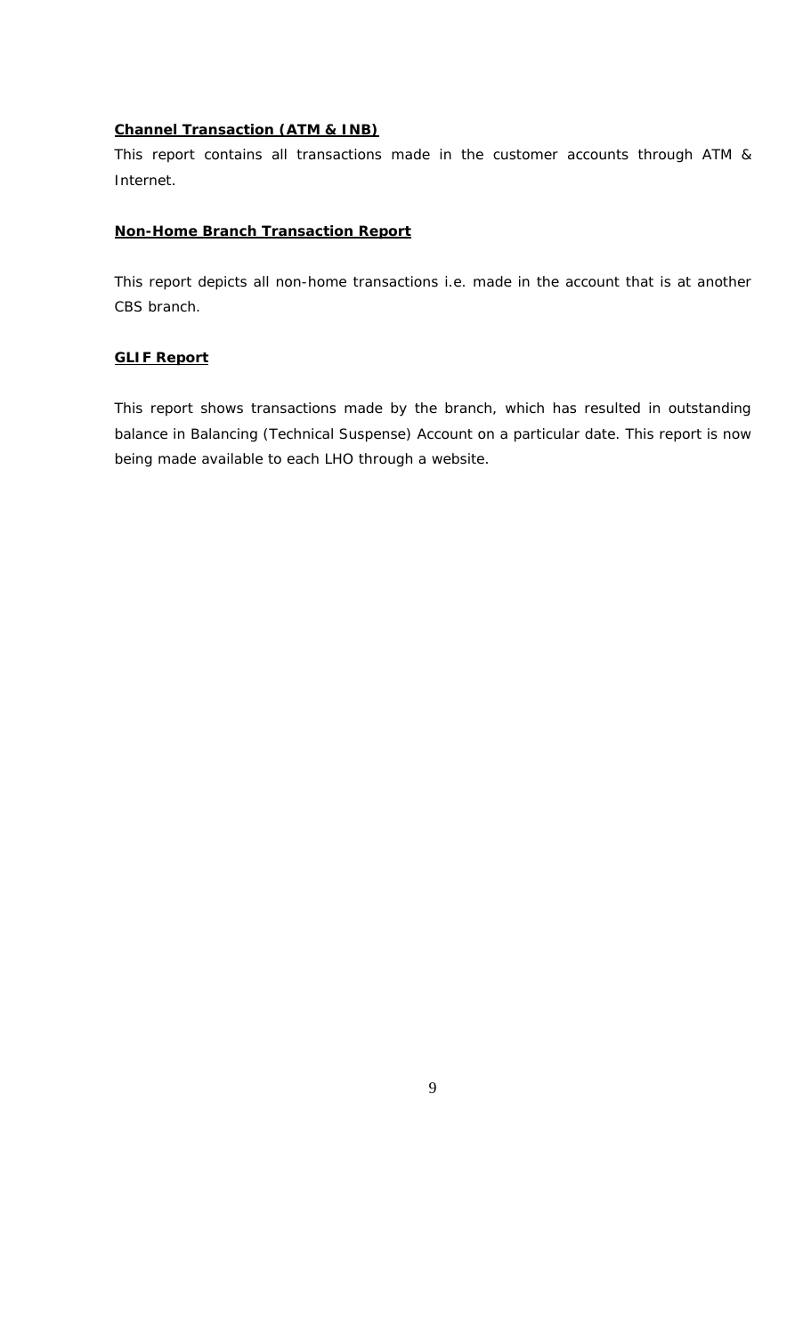**Channel Transaction (ATM & INB)**

This report contains all transactions made in the customer accounts through ATM & Internet.

**Non-Home Branch Transaction Report**

This report depicts all non-home transactions i.e. made in the account that is at another CBS branch.

**GLIF Report**

This report shows transactions made by the branch, which has resulted in outstanding balance in Balancing (Technical Suspense) Account on a particular date. This report is now being made available to each LHO through a website.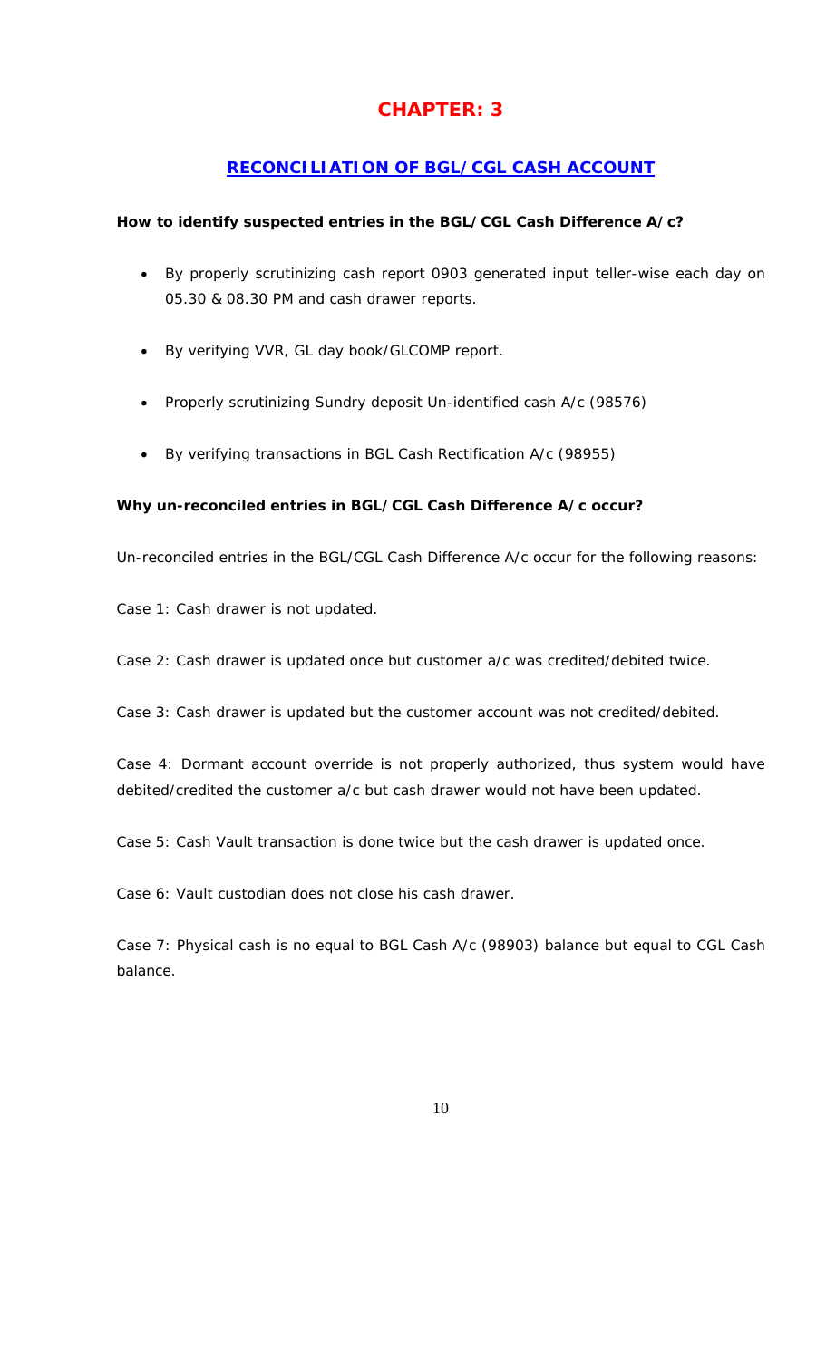# CHAPTER: 3

## RECONCILIATION OF BGL/CGL CASH ACCOUNT

**How to identify suspected entries in the BGL/CGL Cash Difference A/c?**

- By properly scrutinizing cash report 0903 generated input teller-wise each day on 05.30 & 08.30 PM and cash drawer reports.
- By verifying VVR, GL day book/GLCOMP report.
- Properly scrutinizing Sundry deposit Un-identified cash A/c (98576)
- By verifying transactions in BGL Cash Rectification A/c (98955)

**Why un-reconciled entries in BGL/CGL Cash Difference A/c occur?**

Un-reconciled entries in the BGL/CGL Cash Difference A/c occur for the following reasons:

Case 1: Cash drawer is not updated.

Case 2: Cash drawer is updated once but customer a/c was credited/debited twice.

Case 3: Cash drawer is updated but the customer account was not credited/debited.

Case 4: Dormant account override is not properly authorized, thus system would have debited/credited the customer a/c but cash drawer would not have been updated.

Case 5: Cash Vault transaction is done twice but the cash drawer is updated once.

Case 6: Vault custodian does not close his cash drawer.

Case 7: Physical cash is no equal to BGL Cash A/c (98903) balance but equal to CGL Cash balance.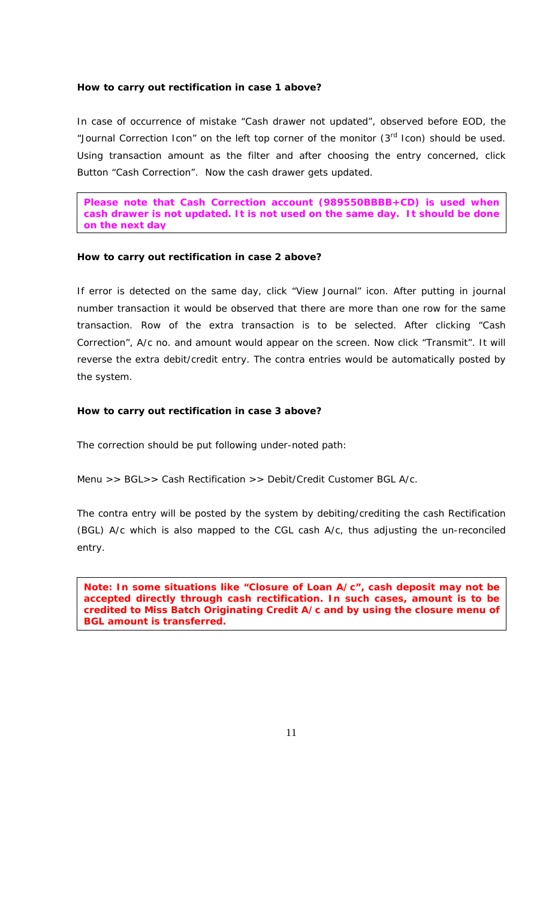**How to carry out rectification in case 1 above?**

In case of occurrence of mistake "Cash drawer not updated", observed before EOD, the "Journal Correction Icon" on the left top corner of the monitor (3rd Icon) should be used. Using transaction amount as the filter and after choosing the entry concerned, click Button "Cash Correction". Now the cash drawer gets updated.

**Please note that Cash Correction account (989550BBBB+CD) is used when cash drawer is not updated. It is not used on the same day. It should be done on the next day**

**How to carry out rectification in case 2 above?**

If error is detected on the same day, click "View Journal" icon. After putting in journal number transaction it would be observed that there are more than one row for the same transaction. Row of the extra transaction is to be selected. After clicking "Cash Correction", A/c no. and amount would appear on the screen. Now click "Transmit". It will reverse the extra debit/credit entry. The contra entries would be automatically posted by the system.

**How to carry out rectification in case 3 above?**

The correction should be put following under-noted path:

Menu >> BGL>> Cash Rectification >> Debit/Credit Customer BGL A/c.

The contra entry will be posted by the system by debiting/crediting the cash Rectification (BGL) A/c which is also mapped to the CGL cash A/c, thus adjusting the un-reconciled entry.

**Note: In some situations like "Closure of Loan A/c", cash deposit may not be accepted directly through cash rectification. In such cases, amount is to be credited to Miss Batch Originating Credit A/c and by using the closure menu of BGL amount is transferred.**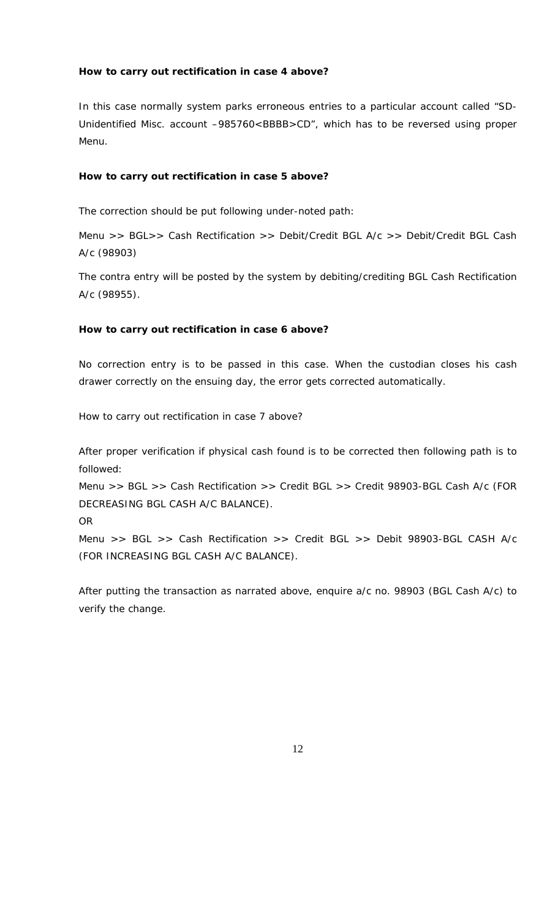**How to carry out rectification in case 4 above?**

In this case normally system parks erroneous entries to a particular account called "SD-Unidentified Misc. account –985760<BBBB>CD", which has to be reversed using proper Menu.

**How to carry out rectification in case 5 above?**

The correction should be put following under-noted path:

Menu >> BGL>> Cash Rectification >> Debit/Credit BGL A/c >> Debit/Credit BGL Cash A/c (98903)

The contra entry will be posted by the system by debiting/crediting BGL Cash Rectification A/c (98955).

**How to carry out rectification in case 6 above?**

No correction entry is to be passed in this case. When the custodian closes his cash drawer correctly on the ensuing day, the error gets corrected automatically.

How to carry out rectification in case 7 above?

After proper verification if physical cash found is to be corrected then following path is to followed:

Menu >> BGL >> Cash Rectification >> Credit BGL >> Credit 98903-BGL Cash A/c (FOR DECREASING BGL CASH A/C BALANCE).

OR

Menu >> BGL >> Cash Rectification >> Credit BGL >> Debit 98903-BGL CASH A/c (FOR INCREASING BGL CASH A/C BALANCE).

After putting the transaction as narrated above, enquire a/c no. 98903 (BGL Cash A/c) to verify the change.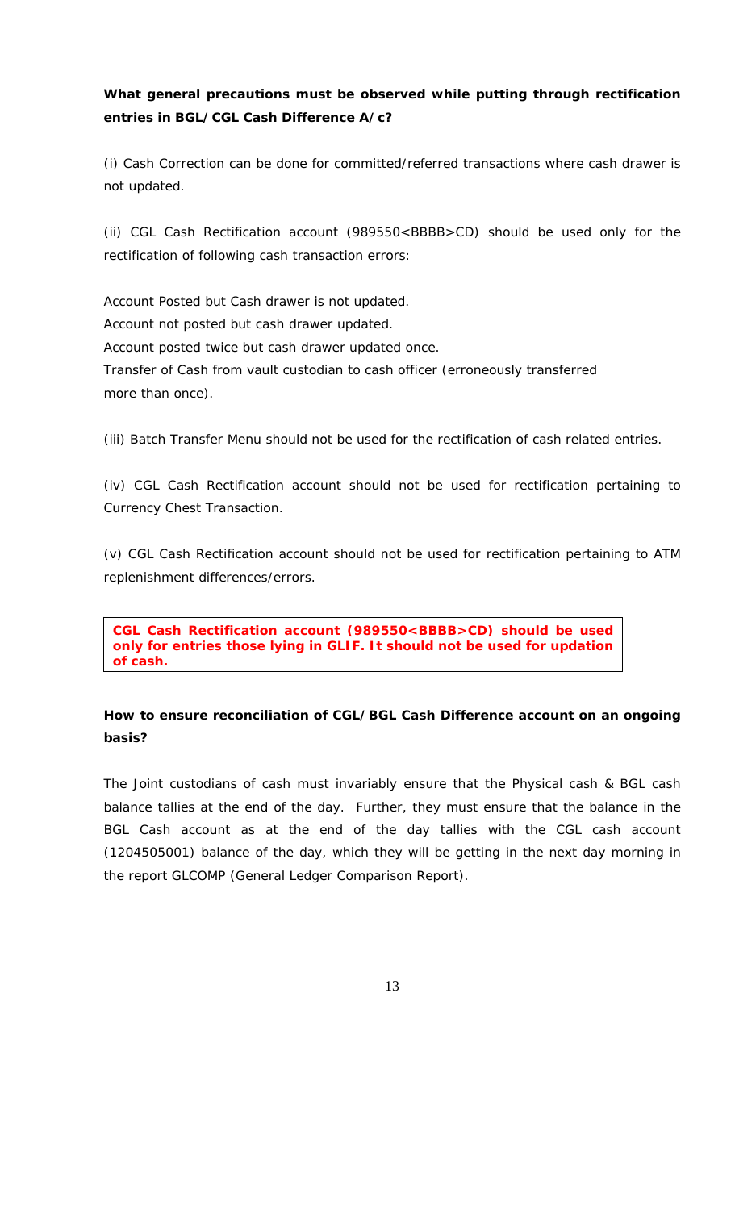**What general precautions must be observed while putting through rectification entries in BGL/CGL Cash Difference A/c?**

(i) Cash Correction can be done for committed/referred transactions where cash drawer is not updated.

(ii) CGL Cash Rectification account (989550<BBBB>CD) should be used only for the rectification of following cash transaction errors:

Account Posted but Cash drawer is not updated.
Account not posted but cash drawer updated.
Account posted twice but cash drawer updated once.
Transfer of Cash from vault custodian to cash officer (erroneously transferred more than once).

(iii) Batch Transfer Menu should not be used for the rectification of cash related entries.

(iv) CGL Cash Rectification account should not be used for rectification pertaining to Currency Chest Transaction.

(v) CGL Cash Rectification account should not be used for rectification pertaining to ATM replenishment differences/errors.

**CGL Cash Rectification account (989550<BBBB>CD) should be used only for entries those lying in GLIF. It should not be used for updation of cash.**

**How to ensure reconciliation of CGL/BGL Cash Difference account on an ongoing basis?**

The Joint custodians of cash must invariably ensure that the Physical cash & BGL cash balance tallies at the end of the day. Further, they must ensure that the balance in the BGL Cash account as at the end of the day tallies with the CGL cash account (1204505001) balance of the day, which they will be getting in the next day morning in the report GLCOMP (General Ledger Comparison Report).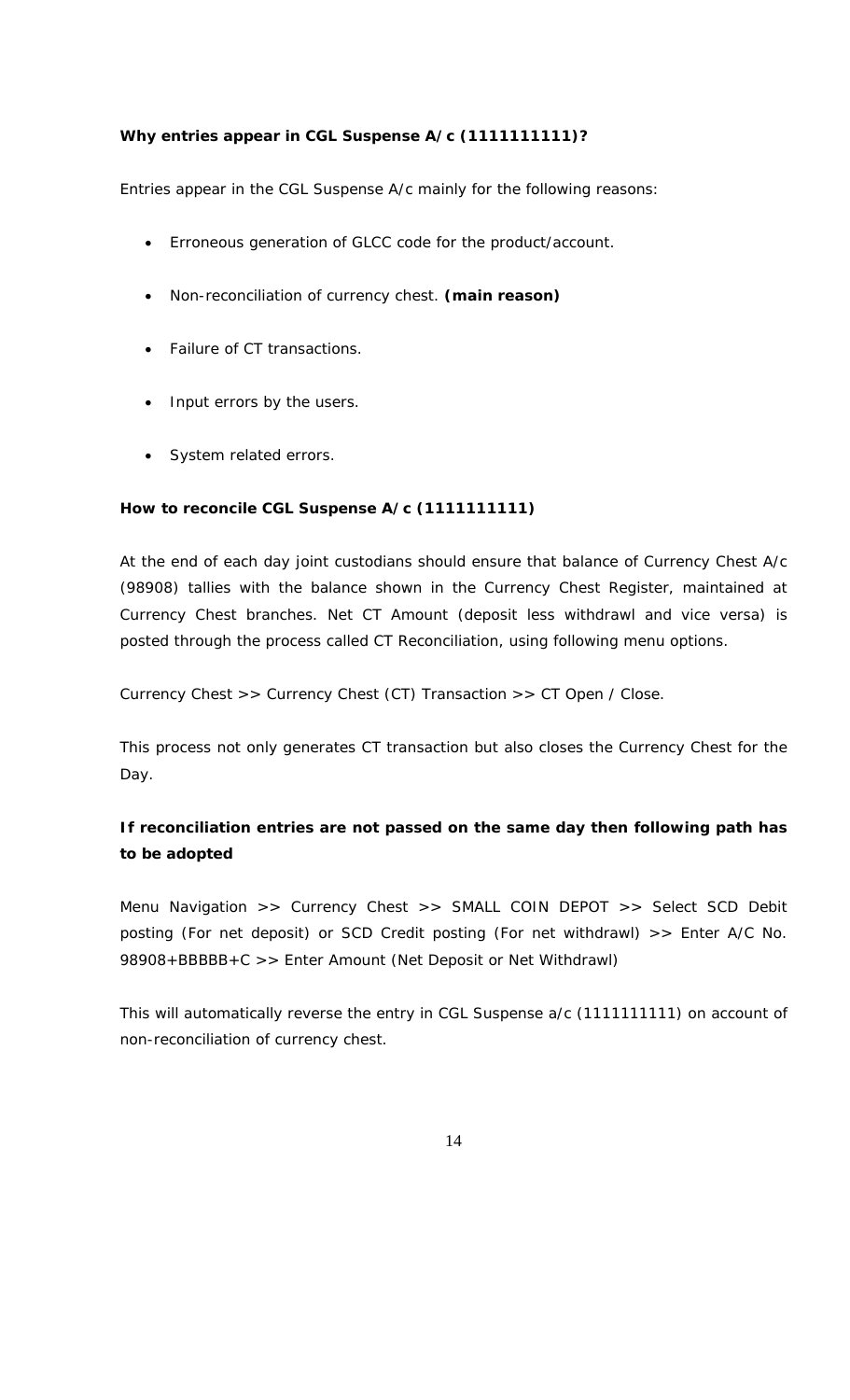**Why entries appear in CGL Suspense A/c (1111111111)?**

Entries appear in the CGL Suspense A/c mainly for the following reasons:

- Erroneous generation of GLCC code for the product/account.
- Non-reconciliation of currency chest. **(main reason)**
- Failure of CT transactions.
- Input errors by the users.
- System related errors.

**How to reconcile CGL Suspense A/c (1111111111)**

At the end of each day joint custodians should ensure that balance of Currency Chest A/c (98908) tallies with the balance shown in the Currency Chest Register, maintained at Currency Chest branches. Net CT Amount (deposit less withdrawl and vice versa) is posted through the process called CT Reconciliation, using following menu options.

Currency Chest >> Currency Chest (CT) Transaction >> CT Open / Close.

This process not only generates CT transaction but also closes the Currency Chest for the Day.

**If reconciliation entries are not passed on the same day then following path has to be adopted**

Menu Navigation >> Currency Chest >> SMALL COIN DEPOT >> Select SCD Debit posting (For net deposit) or SCD Credit posting (For net withdrawl) >> Enter A/C No. 98908+BBBBB+C >> Enter Amount (Net Deposit or Net Withdrawl)

This will automatically reverse the entry in CGL Suspense a/c (1111111111) on account of non-reconciliation of currency chest.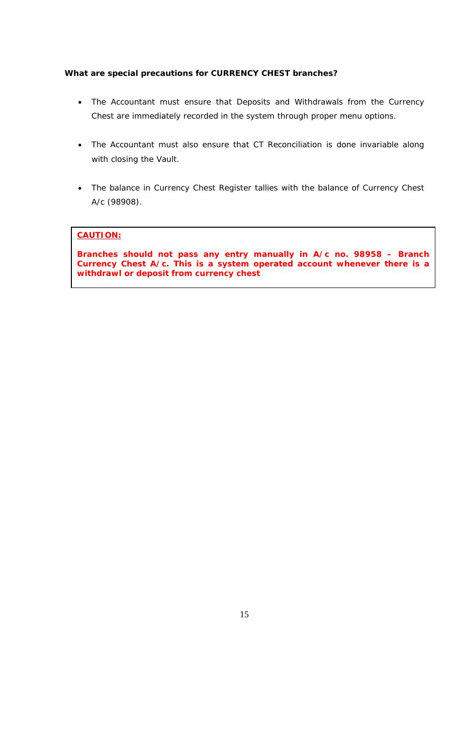**What are special precautions for CURRENCY CHEST branches?**

- The Accountant must ensure that Deposits and Withdrawals from the Currency Chest are immediately recorded in the system through proper menu options.

- The Accountant must also ensure that CT Reconciliation is done invariable along with closing the Vault.

- The balance in Currency Chest Register tallies with the balance of Currency Chest A/c (98908).

> **CAUTION:**
>
> **Branches should not pass any entry manually in A/c no. 98958 – Branch Currency Chest A/c. This is a system operated account whenever there is a withdrawl or deposit from currency chest**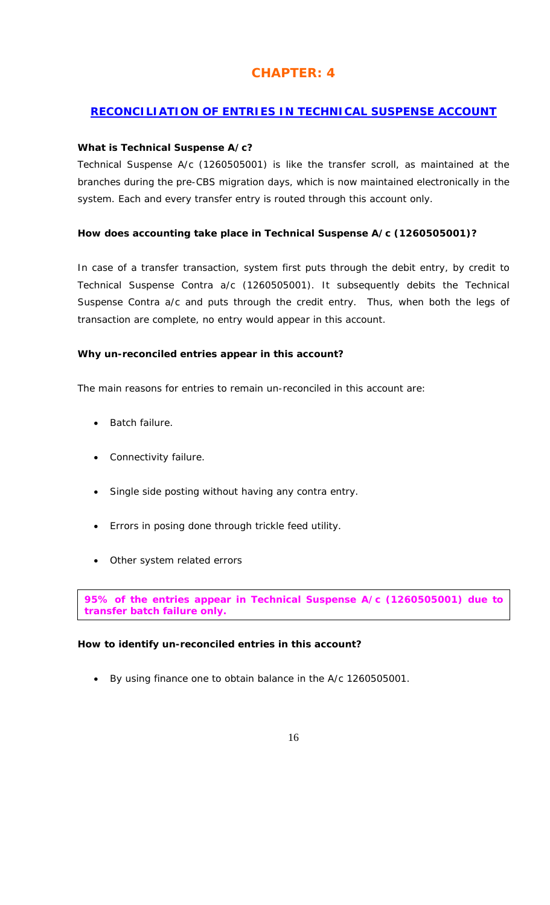# CHAPTER: 4

## RECONCILIATION OF ENTRIES IN TECHNICAL SUSPENSE ACCOUNT

**What is Technical Suspense A/c?**

Technical Suspense A/c (1260505001) is like the transfer scroll, as maintained at the branches during the pre-CBS migration days, which is now maintained electronically in the system. Each and every transfer entry is routed through this account only.

**How does accounting take place in Technical Suspense A/c (1260505001)?**

In case of a transfer transaction, system first puts through the debit entry, by credit to Technical Suspense Contra a/c (1260505001). It subsequently debits the Technical Suspense Contra a/c and puts through the credit entry. Thus, when both the legs of transaction are complete, no entry would appear in this account.

**Why un-reconciled entries appear in this account?**

The main reasons for entries to remain un-reconciled in this account are:

- Batch failure.
- Connectivity failure.
- Single side posting without having any contra entry.
- Errors in posing done through trickle feed utility.
- Other system related errors

**95% of the entries appear in Technical Suspense A/c (1260505001) due to transfer batch failure only.**

**How to identify un-reconciled entries in this account?**

- By using finance one to obtain balance in the A/c 1260505001.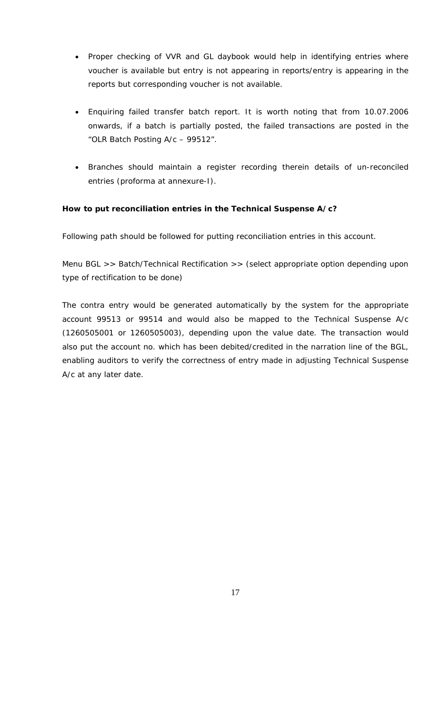- Proper checking of VVR and GL daybook would help in identifying entries where voucher is available but entry is not appearing in reports/entry is appearing in the reports but corresponding voucher is not available.

- Enquiring failed transfer batch report. It is worth noting that from 10.07.2006 onwards, if a batch is partially posted, the failed transactions are posted in the "OLR Batch Posting A/c – 99512".

- Branches should maintain a register recording therein details of un-reconciled entries (proforma at annexure-I).

**How to put reconciliation entries in the Technical Suspense A/c?**

Following path should be followed for putting reconciliation entries in this account.

Menu BGL >> Batch/Technical Rectification >> (select appropriate option depending upon type of rectification to be done)

The contra entry would be generated automatically by the system for the appropriate account 99513 or 99514 and would also be mapped to the Technical Suspense A/c (1260505001 or 1260505003), depending upon the value date. The transaction would also put the account no. which has been debited/credited in the narration line of the BGL, enabling auditors to verify the correctness of entry made in adjusting Technical Suspense A/c at any later date.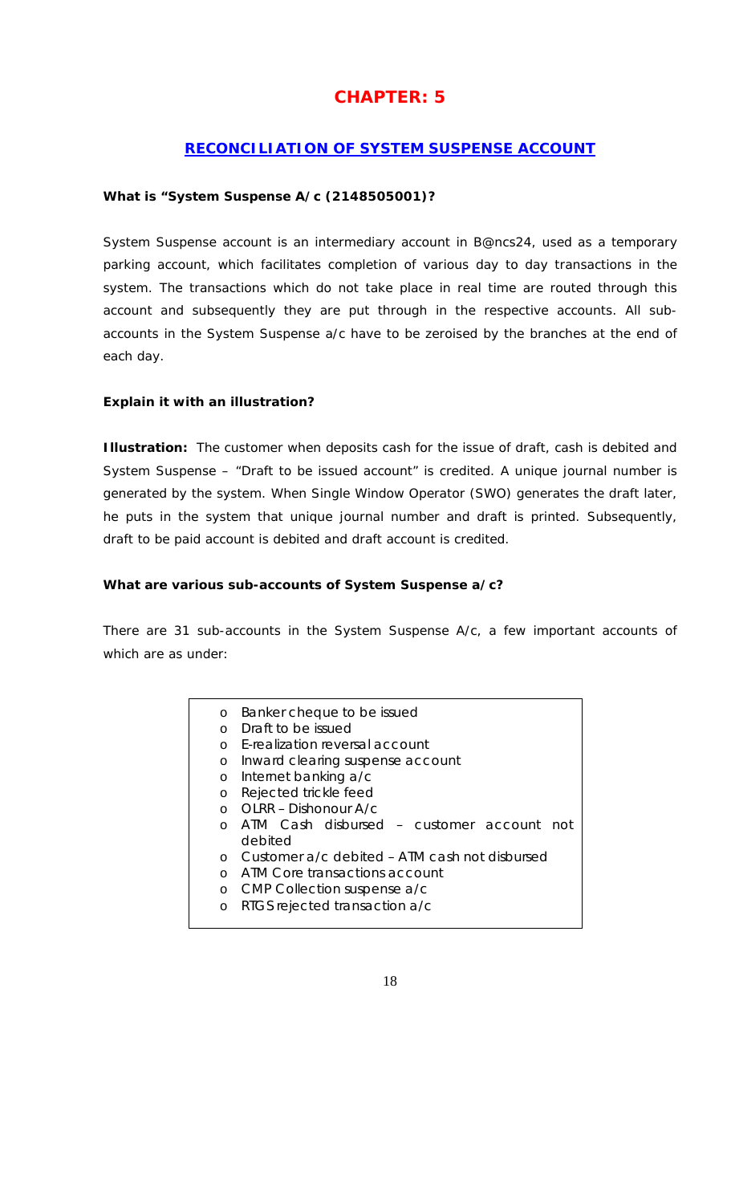# CHAPTER: 5

## RECONCILIATION OF SYSTEM SUSPENSE ACCOUNT

**What is "System Suspense A/c (2148505001)?**

System Suspense account is an intermediary account in B@ncs24, used as a temporary parking account, which facilitates completion of various day to day transactions in the system. The transactions which do not take place in real time are routed through this account and subsequently they are put through in the respective accounts. All sub-accounts in the System Suspense a/c have to be zeroised by the branches at the end of each day.

**Explain it with an illustration?**

**Illustration:** The customer when deposits cash for the issue of draft, cash is debited and System Suspense – "Draft to be issued account" is credited. A unique journal number is generated by the system. When Single Window Operator (SWO) generates the draft later, he puts in the system that unique journal number and draft is printed. Subsequently, draft to be paid account is debited and draft account is credited.

**What are various sub-accounts of System Suspense a/c?**

There are 31 sub-accounts in the System Suspense A/c, a few important accounts of which are as under:

- Banker cheque to be issued
- Draft to be issued
- E-realization reversal account
- Inward clearing suspense account
- Internet banking a/c
- Rejected trickle feed
- OLRR – Dishonour A/c
- ATM Cash disbursed – customer account not debited
- Customer a/c debited – ATM cash not disbursed
- ATM Core transactions account
- CMP Collection suspense a/c
- RTGS rejected transaction a/c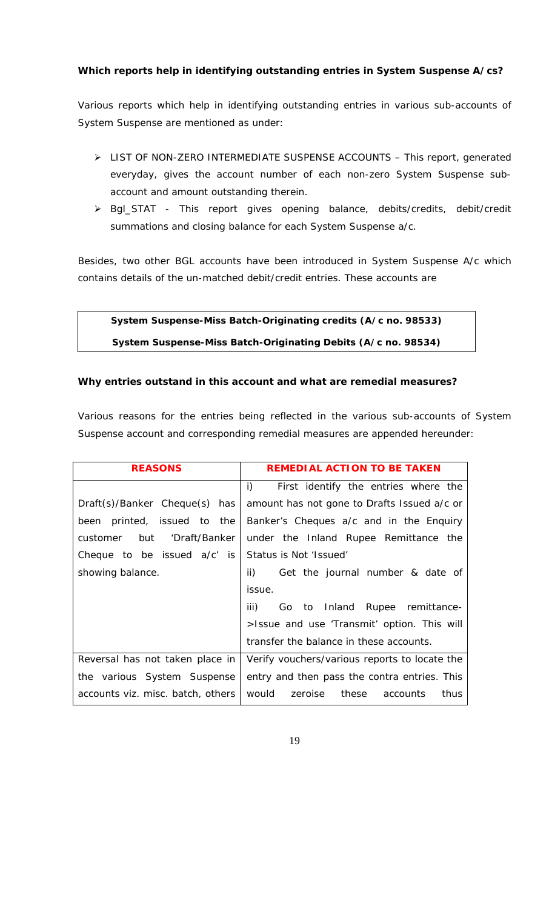**Which reports help in identifying outstanding entries in System Suspense A/cs?**

Various reports which help in identifying outstanding entries in various sub-accounts of System Suspense are mentioned as under:

- LIST OF NON-ZERO INTERMEDIATE SUSPENSE ACCOUNTS – This report, generated everyday, gives the account number of each non-zero System Suspense sub-account and amount outstanding therein.
- Bgl_STAT - This report gives opening balance, debits/credits, debit/credit summations and closing balance for each System Suspense a/c.

Besides, two other BGL accounts have been introduced in System Suspense A/c which contains details of the un-matched debit/credit entries. These accounts are

| **System Suspense-Miss Batch-Originating credits (A/c no. 98533)** |
|---|
| **System Suspense-Miss Batch-Originating Debits (A/c no. 98534)** |

**Why entries outstand in this account and what are remedial measures?**

Various reasons for the entries being reflected in the various sub-accounts of System Suspense account and corresponding remedial measures are appended hereunder:

| **REASONS** | **REMEDIAL ACTION TO BE TAKEN** |
|---|---|
| Draft(s)/Banker Cheque(s) has been printed, issued to the customer but 'Draft/Banker Cheque to be issued a/c' is showing balance. | i) First identify the entries where the amount has not gone to Drafts Issued a/c or Banker's Cheques a/c and in the Enquiry under the Inland Rupee Remittance the Status is Not 'Issued'<br>ii) Get the journal number & date of issue.<br>iii) Go to Inland Rupee remittance->Issue and use 'Transmit' option. This will transfer the balance in these accounts. |
| Reversal has not taken place in the various System Suspense accounts viz. misc. batch, others | Verify vouchers/various reports to locate the entry and then pass the contra entries. This would zeroise these accounts thus |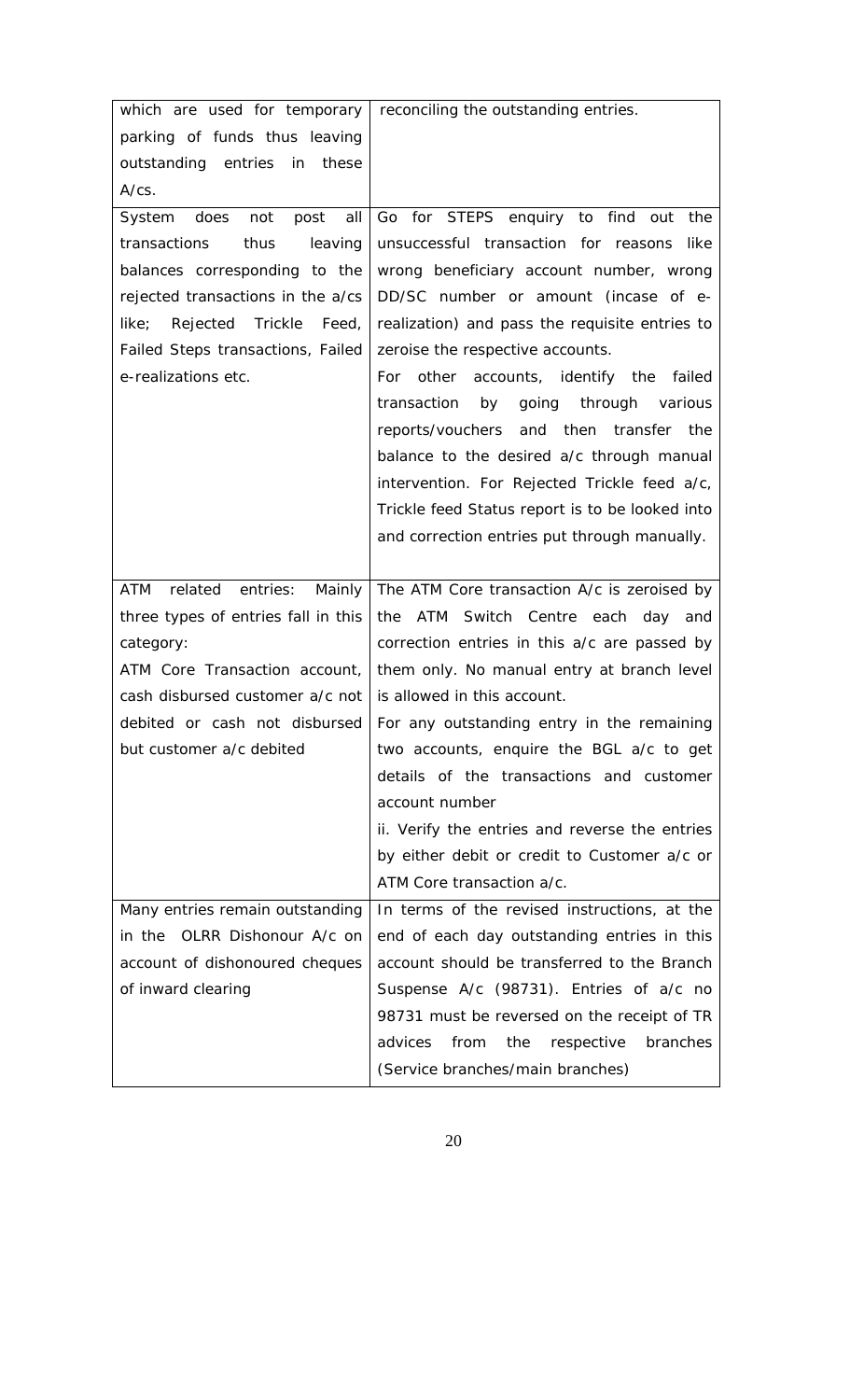| | |
|---|---|
| which are used for temporary parking of funds thus leaving outstanding entries in these A/cs. | reconciling the outstanding entries. |
| System does not post all transactions thus leaving balances corresponding to the rejected transactions in the a/cs like; Rejected Trickle Feed, Failed Steps transactions, Failed e-realizations etc. | Go for STEPS enquiry to find out the unsuccessful transaction for reasons like wrong beneficiary account number, wrong DD/SC number or amount (incase of e-realization) and pass the requisite entries to zeroise the respective accounts.<br>For other accounts, identify the failed transaction by going through various reports/vouchers and then transfer the balance to the desired a/c through manual intervention. For Rejected Trickle feed a/c, Trickle feed Status report is to be looked into and correction entries put through manually. |
| ATM related entries: Mainly three types of entries fall in this category:<br>ATM Core Transaction account, cash disbursed customer a/c not debited or cash not disbursed but customer a/c debited | The ATM Core transaction A/c is zeroised by the ATM Switch Centre each day and correction entries in this a/c are passed by them only. No manual entry at branch level is allowed in this account.<br>For any outstanding entry in the remaining two accounts, enquire the BGL a/c to get details of the transactions and customer account number<br>ii. Verify the entries and reverse the entries by either debit or credit to Customer a/c or ATM Core transaction a/c. |
| Many entries remain outstanding in the OLRR Dishonour A/c on account of dishonoured cheques of inward clearing | In terms of the revised instructions, at the end of each day outstanding entries in this account should be transferred to the Branch Suspense A/c (98731). Entries of a/c no 98731 must be reversed on the receipt of TR advices from the respective branches (Service branches/main branches) |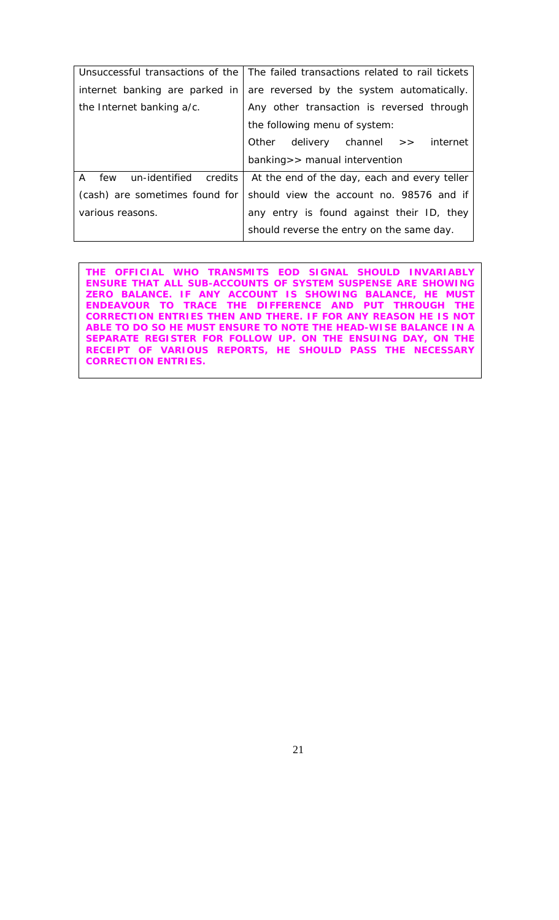| | |
|---|---|
| Unsuccessful transactions of the internet banking are parked in the Internet banking a/c. | The failed transactions related to rail tickets are reversed by the system automatically. Any other transaction is reversed through the following menu of system: Other delivery channel >> internet banking>> manual intervention |
| A few un-identified credits (cash) are sometimes found for various reasons. | At the end of the day, each and every teller should view the account no. 98576 and if any entry is found against their ID, they should reverse the entry on the same day. |

**THE OFFICIAL WHO TRANSMITS EOD SIGNAL SHOULD INVARIABLY ENSURE THAT ALL SUB-ACCOUNTS OF SYSTEM SUSPENSE ARE SHOWING ZERO BALANCE. IF ANY ACCOUNT IS SHOWING BALANCE, HE MUST ENDEAVOUR TO TRACE THE DIFFERENCE AND PUT THROUGH THE CORRECTION ENTRIES THEN AND THERE. IF FOR ANY REASON HE IS NOT ABLE TO DO SO HE MUST ENSURE TO NOTE THE HEAD-WISE BALANCE IN A SEPARATE REGISTER FOR FOLLOW UP. ON THE ENSUING DAY, ON THE RECEIPT OF VARIOUS REPORTS, HE SHOULD PASS THE NECESSARY CORRECTION ENTRIES.**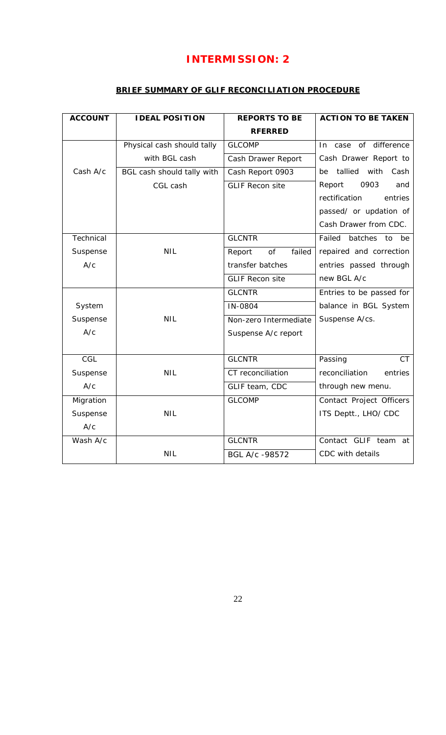# INTERMISSION: 2

## BRIEF SUMMARY OF GLIF RECONCILIATION PROCEDURE

| ACCOUNT | IDEAL POSITION | REPORTS TO BE RFERRED | ACTION TO BE TAKEN |
|---|---|---|---|
| Cash A/c | Physical cash should tally with BGL cash<br>BGL cash should tally with CGL cash | GLCOMP<br>Cash Drawer Report<br>Cash Report 0903<br>GLIF Recon site | In case of difference Cash Drawer Report to be tallied with Cash Report 0903 and rectification entries passed/ or updation of Cash Drawer from CDC. |
| Technical Suspense A/c | NIL | GLCNTR<br>Report of failed transfer batches<br>GLIF Recon site | Failed batches to be repaired and correction entries passed through new BGL A/c |
| System Suspense A/c | NIL | GLCNTR<br>IN-0804<br>Non-zero Intermediate Suspense A/c report | Entries to be passed for balance in BGL System Suspense A/cs. |
| CGL Suspense A/c | NIL | GLCNTR<br>CT reconciliation<br>GLIF team, CDC | Passing CT reconciliation entries through new menu. |
| Migration Suspense A/c | NIL | GLCOMP | Contact Project Officers ITS Deptt., LHO/ CDC |
| Wash A/c | NIL | GLCNTR<br>BGL A/c -98572 | Contact GLIF team at CDC with details |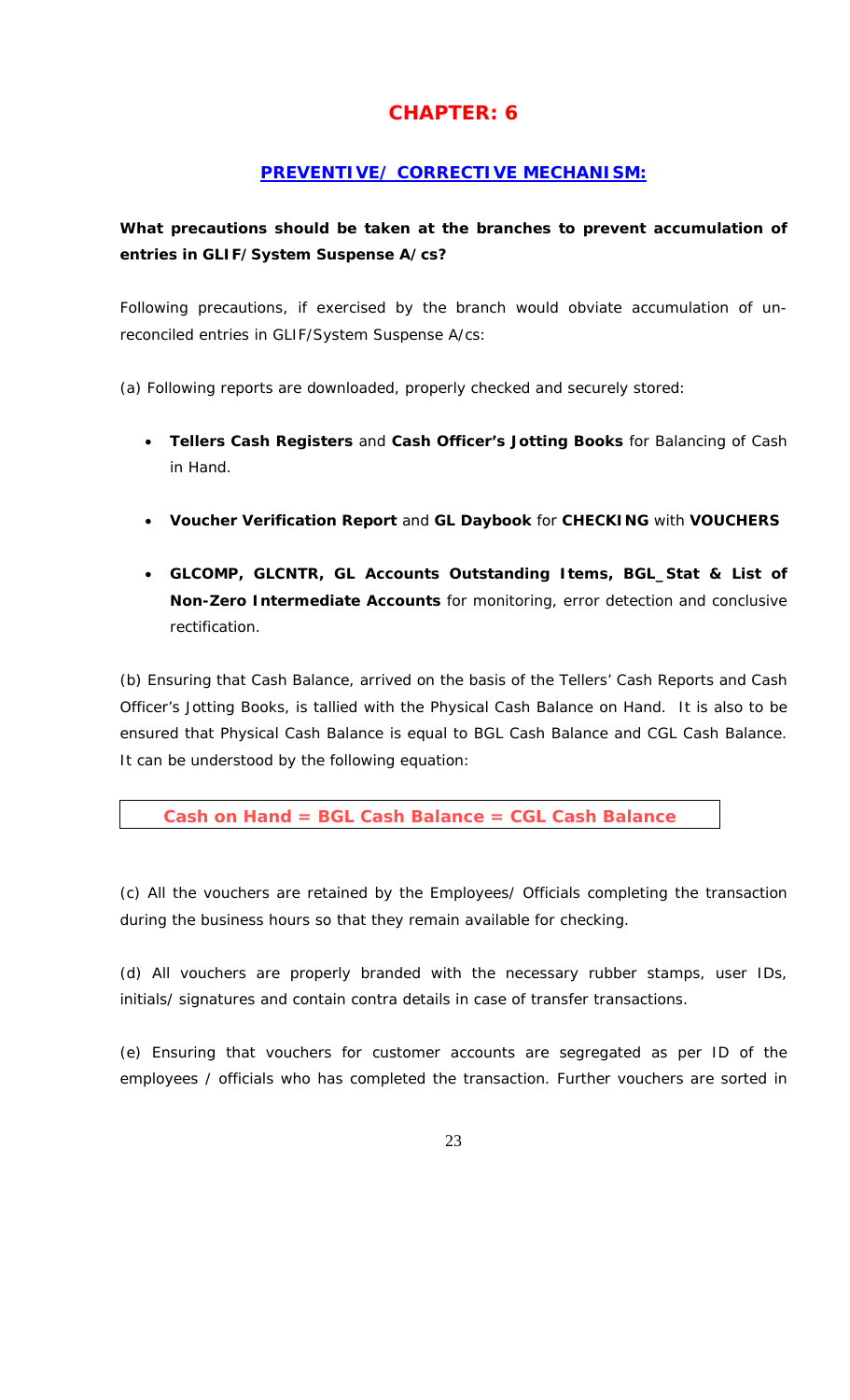# CHAPTER: 6

## PREVENTIVE/ CORRECTIVE MECHANISM:

**What precautions should be taken at the branches to prevent accumulation of entries in GLIF/System Suspense A/cs?**

Following precautions, if exercised by the branch would obviate accumulation of un-reconciled entries in GLIF/System Suspense A/cs:

(a) Following reports are downloaded, properly checked and securely stored:

- **Tellers Cash Registers** and **Cash Officer's Jotting Books** for Balancing of Cash in Hand.
- **Voucher Verification Report** and **GL Daybook** for **CHECKING** with **VOUCHERS**
- **GLCOMP, GLCNTR, GL Accounts Outstanding Items, BGL_Stat & List of Non-Zero Intermediate Accounts** for monitoring, error detection and conclusive rectification.

(b) Ensuring that Cash Balance, arrived on the basis of the Tellers' Cash Reports and Cash Officer's Jotting Books, is tallied with the Physical Cash Balance on Hand. It is also to be ensured that Physical Cash Balance is equal to BGL Cash Balance and CGL Cash Balance. It can be understood by the following equation:

**Cash on Hand = BGL Cash Balance = CGL Cash Balance**

(c) All the vouchers are retained by the Employees/ Officials completing the transaction during the business hours so that they remain available for checking.

(d) All vouchers are properly branded with the necessary rubber stamps, user IDs, initials/ signatures and contain contra details in case of transfer transactions.

(e) Ensuring that vouchers for customer accounts are segregated as per ID of the employees / officials who has completed the transaction. Further vouchers are sorted in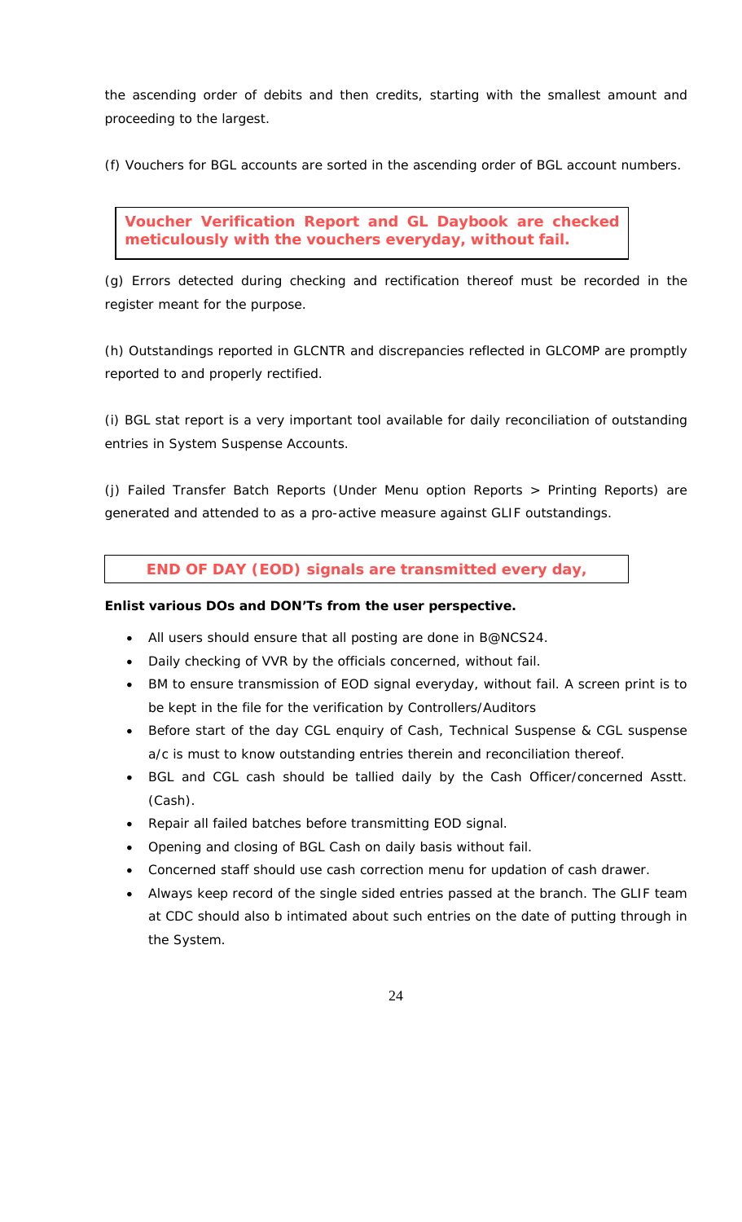the ascending order of debits and then credits, starting with the smallest amount and proceeding to the largest.

(f) Vouchers for BGL accounts are sorted in the ascending order of BGL account numbers.

**Voucher Verification Report and GL Daybook are checked meticulously with the vouchers everyday, without fail.**

(g) Errors detected during checking and rectification thereof must be recorded in the register meant for the purpose.

(h) Outstandings reported in GLCNTR and discrepancies reflected in GLCOMP are promptly reported to and properly rectified.

(i) BGL stat report is a very important tool available for daily reconciliation of outstanding entries in System Suspense Accounts.

(j) Failed Transfer Batch Reports (Under Menu option Reports > Printing Reports) are generated and attended to as a pro-active measure against GLIF outstandings.

**END OF DAY (EOD) signals are transmitted every day,**

**Enlist various DOs and DON'Ts from the user perspective.**

- All users should ensure that all posting are done in B@NCS24.
- Daily checking of VVR by the officials concerned, without fail.
- BM to ensure transmission of EOD signal everyday, without fail. A screen print is to be kept in the file for the verification by Controllers/Auditors
- Before start of the day CGL enquiry of Cash, Technical Suspense & CGL suspense a/c is must to know outstanding entries therein and reconciliation thereof.
- BGL and CGL cash should be tallied daily by the Cash Officer/concerned Asstt. (Cash).
- Repair all failed batches before transmitting EOD signal.
- Opening and closing of BGL Cash on daily basis without fail.
- Concerned staff should use cash correction menu for updation of cash drawer.
- Always keep record of the single sided entries passed at the branch. The GLIF team at CDC should also b intimated about such entries on the date of putting through in the System.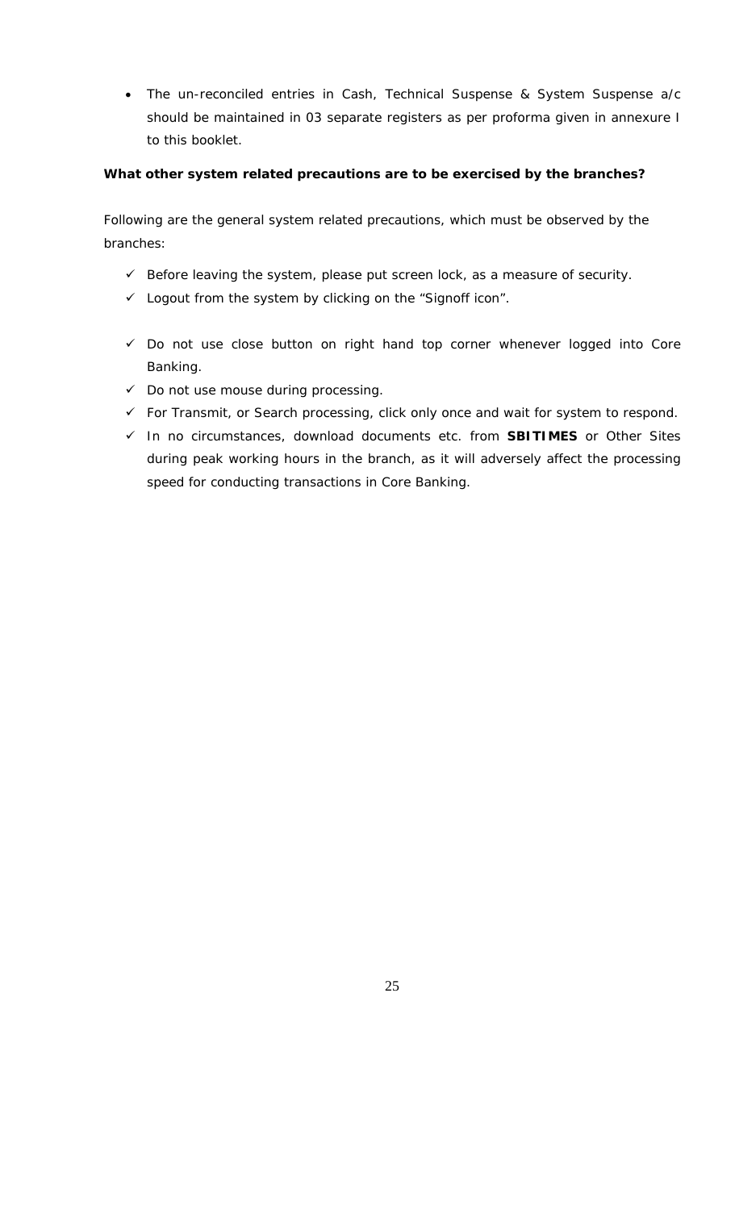- The un-reconciled entries in Cash, Technical Suspense & System Suspense a/c should be maintained in 03 separate registers as per proforma given in annexure I to this booklet.

**What other system related precautions are to be exercised by the branches?**

Following are the general system related precautions, which must be observed by the branches:

- ✓ Before leaving the system, please put screen lock, as a measure of security.
- ✓ Logout from the system by clicking on the "Signoff icon".
- ✓ Do not use close button on right hand top corner whenever logged into Core Banking.
- ✓ Do not use mouse during processing.
- ✓ For Transmit, or Search processing, click only once and wait for system to respond.
- ✓ In no circumstances, download documents etc. from **SBITIMES** or Other Sites during peak working hours in the branch, as it will adversely affect the processing speed for conducting transactions in Core Banking.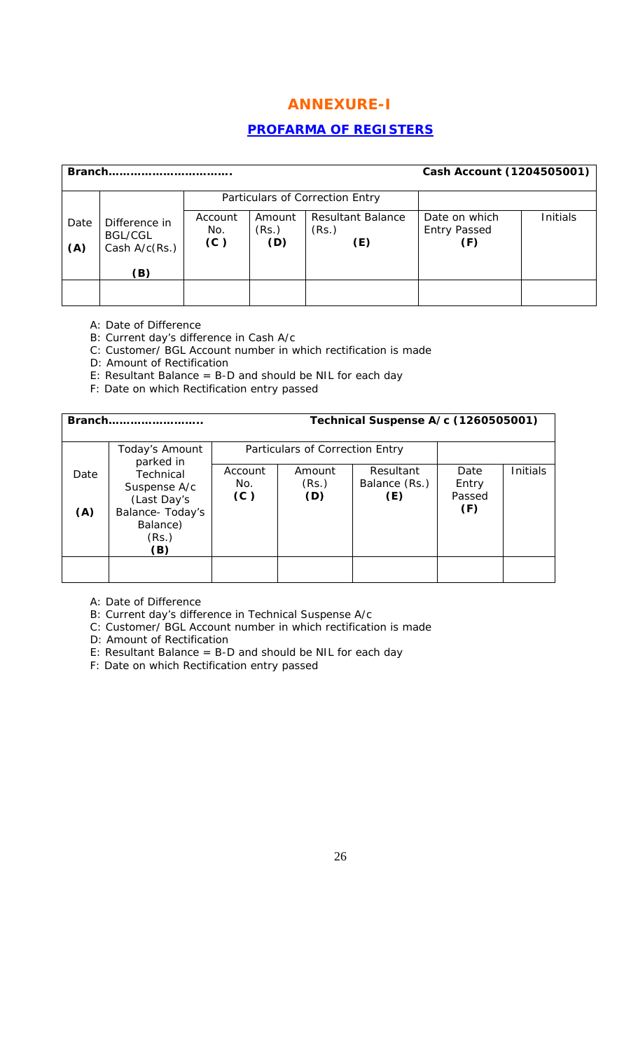## ANNEXURE-I

### PROFARMA OF REGISTERS

| Branch……………………………. | | | | | Cash Account (1204505001) | |
|---|---|---|---|---|---|---|
| | | Particulars of Correction Entry | | | | |
| Date **(A)** | Difference in BGL/CGL Cash A/c(Rs.) **(B)** | Account No. **(C)** | Amount (Rs.) **(D)** | Resultant Balance (Rs.) **(E)** | Date on which Entry Passed **(F)** | Initials |
| | | | | | | |

A: Date of Difference

B: Current day's difference in Cash A/c

C: Customer/ BGL Account number in which rectification is made

D: Amount of Rectification

E: Resultant Balance = B-D and should be NIL for each day

F: Date on which Rectification entry passed

| Branch…………………….. | | | | Technical Suspense A/c (1260505001) | | |
|---|---|---|---|---|---|---|
| | | Particulars of Correction Entry | | | | |
| Date **(A)** | Today's Amount parked in Technical Suspense A/c (Last Day's Balance- Today's Balance) (Rs.) **(B)** | Account No. **(C)** | Amount (Rs.) **(D)** | Resultant Balance (Rs.) **(E)** | Date Entry Passed **(F)** | Initials |
| | | | | | | |

A: Date of Difference

B: Current day's difference in Technical Suspense A/c

C: Customer/ BGL Account number in which rectification is made

D: Amount of Rectification

E: Resultant Balance = B-D and should be NIL for each day

F: Date on which Rectification entry passed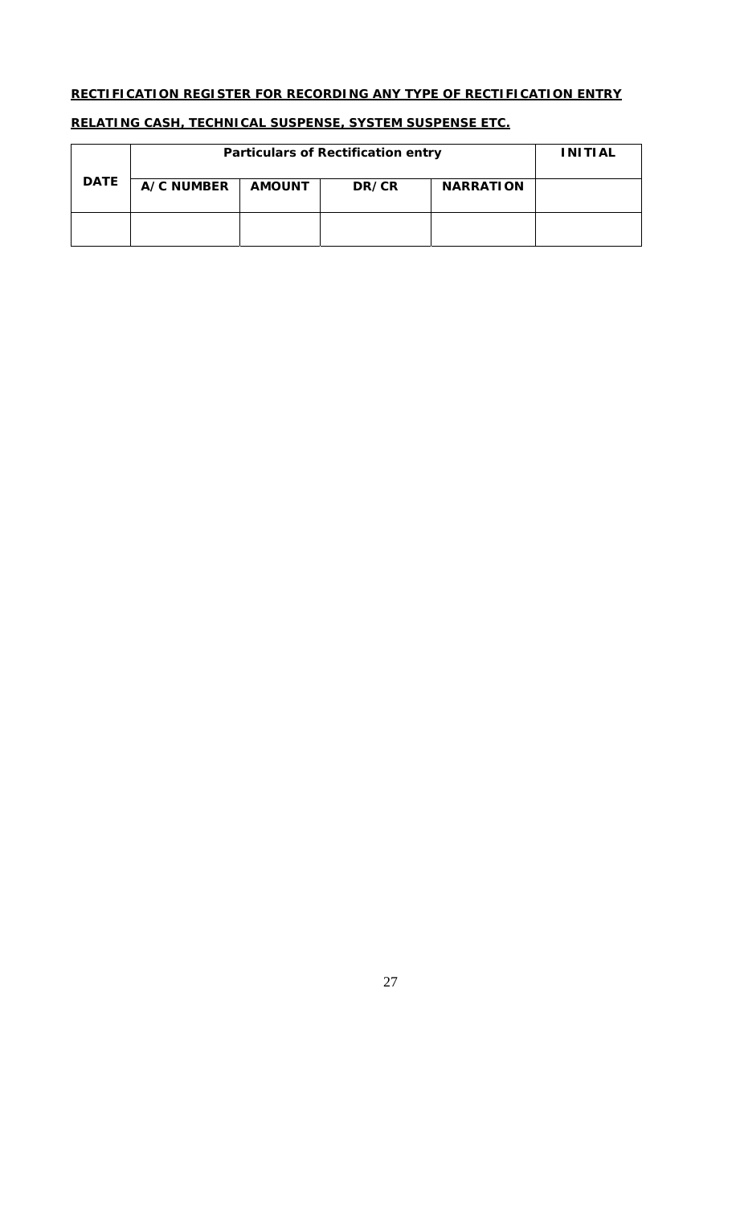**RECTIFICATION REGISTER FOR RECORDING ANY TYPE OF RECTIFICATION ENTRY**

**RELATING CASH, TECHNICAL SUSPENSE, SYSTEM SUSPENSE ETC.**

| DATE | Particulars of Rectification entry | | | | INITIAL |
|---|---|---|---|---|---|
| | A/C NUMBER | AMOUNT | DR/CR | NARRATION | |
| | | | | | |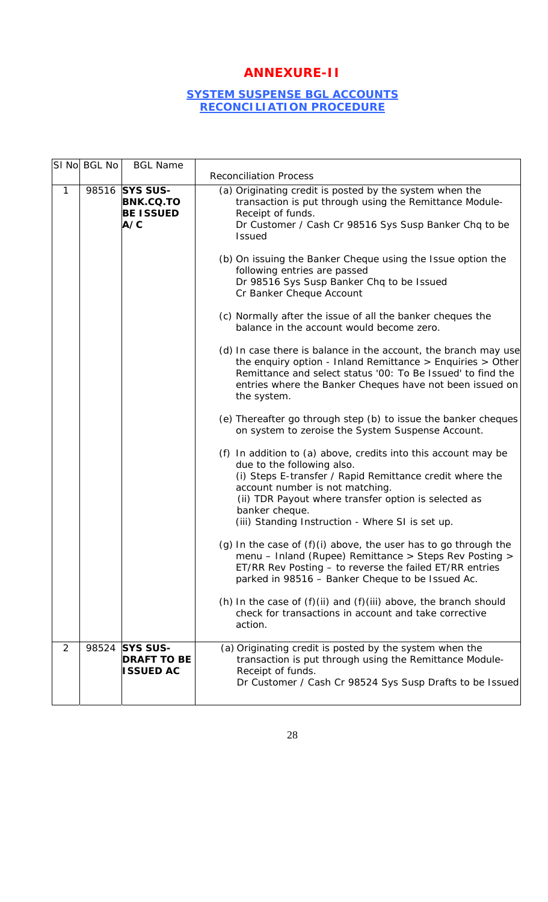# ANNEXURE-II

## SYSTEM SUSPENSE BGL ACCOUNTS RECONCILIATION PROCEDURE

| Sl No | BGL No | BGL Name | Reconciliation Process |
|---|---|---|---|
| 1 | 98516 | **SYS SUS-BNK.CQ.TO BE ISSUED A/C** | (a) Originating credit is posted by the system when the transaction is put through using the Remittance Module-Receipt of funds.<br>Dr Customer / Cash Cr 98516 Sys Susp Banker Chq to be Issued<br><br>(b) On issuing the Banker Cheque using the Issue option the following entries are passed<br>Dr 98516 Sys Susp Banker Chq to be Issued<br>Cr Banker Cheque Account<br><br>(c) Normally after the issue of all the banker cheques the balance in the account would become zero.<br><br>(d) In case there is balance in the account, the branch may use the enquiry option - Inland Remittance > Enquiries > Other Remittance and select status '00: To Be Issued' to find the entries where the Banker Cheques have not been issued on the system.<br><br>(e) Thereafter go through step (b) to issue the banker cheques on system to zeroise the System Suspense Account.<br><br>(f) In addition to (a) above, credits into this account may be due to the following also.<br>(i) Steps E-transfer / Rapid Remittance credit where the account number is not matching.<br>(ii) TDR Payout where transfer option is selected as banker cheque.<br>(iii) Standing Instruction - Where SI is set up.<br><br>(g) In the case of (f)(i) above, the user has to go through the menu – Inland (Rupee) Remittance > Steps Rev Posting > ET/RR Rev Posting – to reverse the failed ET/RR entries parked in 98516 – Banker Cheque to be Issued Ac.<br><br>(h) In the case of (f)(ii) and (f)(iii) above, the branch should check for transactions in account and take corrective action. |
| 2 | 98524 | **SYS SUS-DRAFT TO BE ISSUED AC** | (a) Originating credit is posted by the system when the transaction is put through using the Remittance Module-Receipt of funds.<br>Dr Customer / Cash Cr 98524 Sys Susp Drafts to be Issued |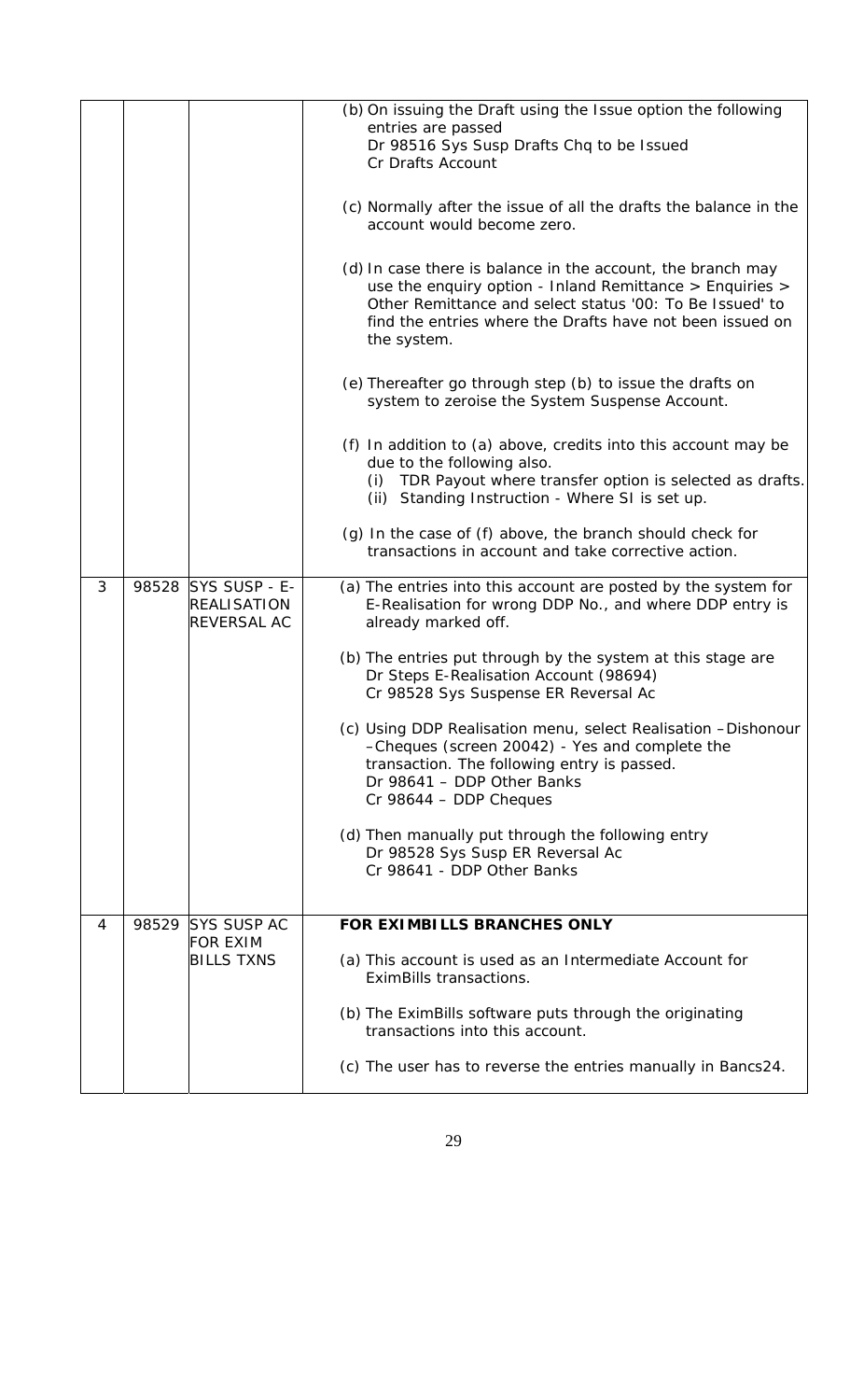| | | | |
|---|---|---|---|
| | | | (b) On issuing the Draft using the Issue option the following entries are passed<br>Dr 98516 Sys Susp Drafts Chq to be Issued<br>Cr Drafts Account<br><br>(c) Normally after the issue of all the drafts the balance in the account would become zero.<br><br>(d) In case there is balance in the account, the branch may use the enquiry option - Inland Remittance > Enquiries > Other Remittance and select status '00: To Be Issued' to find the entries where the Drafts have not been issued on the system.<br><br>(e) Thereafter go through step (b) to issue the drafts on system to zeroise the System Suspense Account.<br><br>(f) In addition to (a) above, credits into this account may be due to the following also.<br>(i) TDR Payout where transfer option is selected as drafts.<br>(ii) Standing Instruction - Where SI is set up.<br><br>(g) In the case of (f) above, the branch should check for transactions in account and take corrective action. |
| 3 | 98528 | SYS SUSP - E-REALISATION REVERSAL AC | (a) The entries into this account are posted by the system for E-Realisation for wrong DDP No., and where DDP entry is already marked off.<br><br>(b) The entries put through by the system at this stage are<br>Dr Steps E-Realisation Account (98694)<br>Cr 98528 Sys Suspense ER Reversal Ac<br><br>(c) Using DDP Realisation menu, select Realisation –Dishonour –Cheques (screen 20042) - Yes and complete the transaction. The following entry is passed.<br>Dr 98641 – DDP Other Banks<br>Cr 98644 – DDP Cheques<br><br>(d) Then manually put through the following entry<br>Dr 98528 Sys Susp ER Reversal Ac<br>Cr 98641 - DDP Other Banks |
| 4 | 98529 | SYS SUSP AC FOR EXIM BILLS TXNS | **FOR EXIMBILLS BRANCHES ONLY**<br><br>(a) This account is used as an Intermediate Account for EximBills transactions.<br><br>(b) The EximBills software puts through the originating transactions into this account.<br><br>(c) The user has to reverse the entries manually in Bancs24. |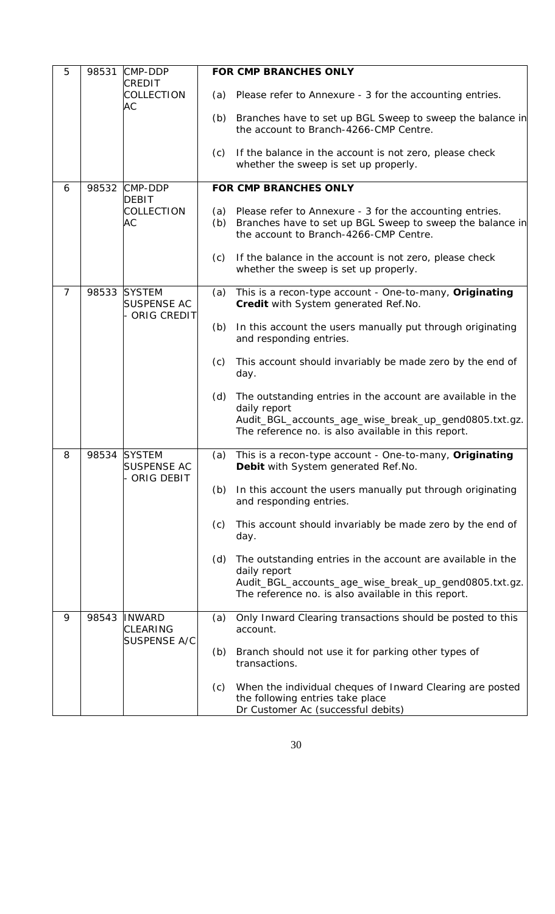| 5 | 98531 | CMP-DDP CREDIT COLLECTION AC | **FOR CMP BRANCHES ONLY**<br><br>(a) Please refer to Annexure - 3 for the accounting entries.<br><br>(b) Branches have to set up BGL Sweep to sweep the balance in the account to Branch-4266-CMP Centre.<br><br>(c) If the balance in the account is not zero, please check whether the sweep is set up properly. |
|---|---|---|---|
| 6 | 98532 | CMP-DDP DEBIT COLLECTION AC | **FOR CMP BRANCHES ONLY**<br><br>(a) Please refer to Annexure - 3 for the accounting entries.<br>(b) Branches have to set up BGL Sweep to sweep the balance in the account to Branch-4266-CMP Centre.<br><br>(c) If the balance in the account is not zero, please check whether the sweep is set up properly. |
| 7 | 98533 | SYSTEM SUSPENSE AC - ORIG CREDIT | (a) This is a recon-type account - One-to-many, **Originating Credit** with System generated Ref.No.<br><br>(b) In this account the users manually put through originating and responding entries.<br><br>(c) This account should invariably be made zero by the end of day.<br><br>(d) The outstanding entries in the account are available in the daily report Audit_BGL_accounts_age_wise_break_up_gend0805.txt.gz. The reference no. is also available in this report. |
| 8 | 98534 | SYSTEM SUSPENSE AC - ORIG DEBIT | (a) This is a recon-type account - One-to-many, **Originating Debit** with System generated Ref.No.<br><br>(b) In this account the users manually put through originating and responding entries.<br><br>(c) This account should invariably be made zero by the end of day.<br><br>(d) The outstanding entries in the account are available in the daily report Audit_BGL_accounts_age_wise_break_up_gend0805.txt.gz. The reference no. is also available in this report. |
| 9 | 98543 | INWARD CLEARING SUSPENSE A/C | (a) Only Inward Clearing transactions should be posted to this account.<br><br>(b) Branch should not use it for parking other types of transactions.<br><br>(c) When the individual cheques of Inward Clearing are posted the following entries take place<br>Dr Customer Ac (successful debits) |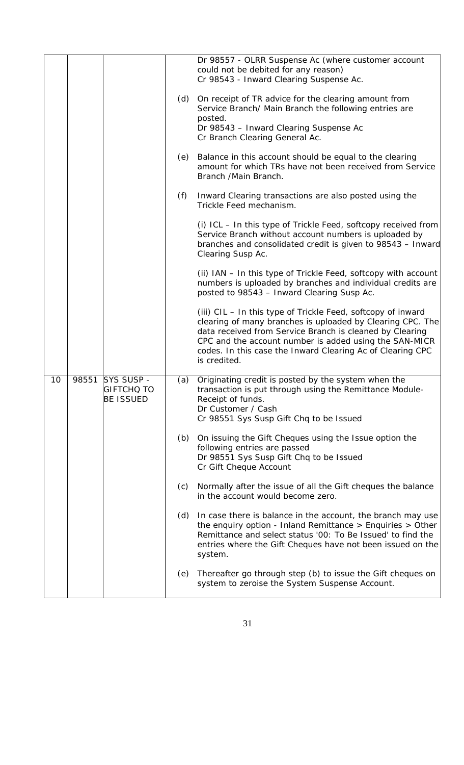| | | | |
|---|---|---|---|
| | | | Dr 98557 - OLRR Suspense Ac (where customer account could not be debited for any reason)<br>Cr 98543 - Inward Clearing Suspense Ac.<br><br>(d) On receipt of TR advice for the clearing amount from Service Branch/ Main Branch the following entries are posted.<br>Dr 98543 – Inward Clearing Suspense Ac<br>Cr Branch Clearing General Ac.<br><br>(e) Balance in this account should be equal to the clearing amount for which TRs have not been received from Service Branch /Main Branch.<br><br>(f) Inward Clearing transactions are also posted using the Trickle Feed mechanism.<br><br>(i) ICL – In this type of Trickle Feed, softcopy received from Service Branch without account numbers is uploaded by branches and consolidated credit is given to 98543 – Inward Clearing Susp Ac.<br><br>(ii) IAN – In this type of Trickle Feed, softcopy with account numbers is uploaded by branches and individual credits are posted to 98543 – Inward Clearing Susp Ac.<br><br>(iii) CIL – In this type of Trickle Feed, softcopy of inward clearing of many branches is uploaded by Clearing CPC. The data received from Service Branch is cleaned by Clearing CPC and the account number is added using the SAN-MICR codes. In this case the Inward Clearing Ac of Clearing CPC is credited. |
| 10 | 98551 | SYS SUSP - GIFTCHQ TO BE ISSUED | (a) Originating credit is posted by the system when the transaction is put through using the Remittance Module- Receipt of funds.<br>Dr Customer / Cash<br>Cr 98551 Sys Susp Gift Chq to be Issued<br><br>(b) On issuing the Gift Cheques using the Issue option the following entries are passed<br>Dr 98551 Sys Susp Gift Chq to be Issued<br>Cr Gift Cheque Account<br><br>(c) Normally after the issue of all the Gift cheques the balance in the account would become zero.<br><br>(d) In case there is balance in the account, the branch may use the enquiry option - Inland Remittance > Enquiries > Other Remittance and select status '00: To Be Issued' to find the entries where the Gift Cheques have not been issued on the system.<br><br>(e) Thereafter go through step (b) to issue the Gift cheques on system to zeroise the System Suspense Account. |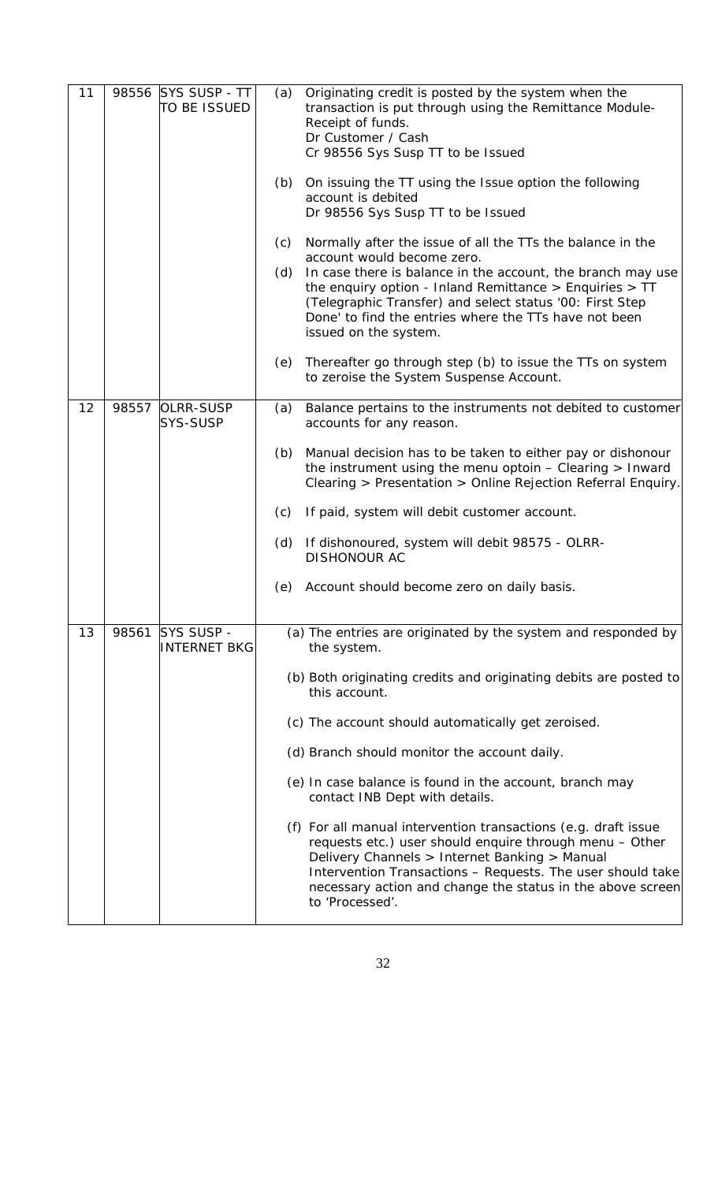| 11 | 98556 | SYS SUSP - TT TO BE ISSUED | (a) Originating credit is posted by the system when the transaction is put through using the Remittance Module- Receipt of funds.<br>Dr Customer / Cash<br>Cr 98556 Sys Susp TT to be Issued<br><br>(b) On issuing the TT using the Issue option the following account is debited<br>Dr 98556 Sys Susp TT to be Issued<br><br>(c) Normally after the issue of all the TTs the balance in the account would become zero.<br>(d) In case there is balance in the account, the branch may use the enquiry option - Inland Remittance > Enquiries > TT (Telegraphic Transfer) and select status '00: First Step Done' to find the entries where the TTs have not been issued on the system.<br><br>(e) Thereafter go through step (b) to issue the TTs on system to zeroise the System Suspense Account. |
|---|---|---|---|
| 12 | 98557 | OLRR-SUSP SYS-SUSP | (a) Balance pertains to the instruments not debited to customer accounts for any reason.<br><br>(b) Manual decision has to be taken to either pay or dishonour the instrument using the menu optoin – Clearing > Inward Clearing > Presentation > Online Rejection Referral Enquiry.<br><br>(c) If paid, system will debit customer account.<br><br>(d) If dishonoured, system will debit 98575 - OLRR-DISHONOUR AC<br><br>(e) Account should become zero on daily basis. |
| 13 | 98561 | SYS SUSP - INTERNET BKG | (a) The entries are originated by the system and responded by the system.<br><br>(b) Both originating credits and originating debits are posted to this account.<br><br>(c) The account should automatically get zeroised.<br><br>(d) Branch should monitor the account daily.<br><br>(e) In case balance is found in the account, branch may contact INB Dept with details.<br><br>(f) For all manual intervention transactions (e.g. draft issue requests etc.) user should enquire through menu – Other Delivery Channels > Internet Banking > Manual Intervention Transactions – Requests. The user should take necessary action and change the status in the above screen to 'Processed'. |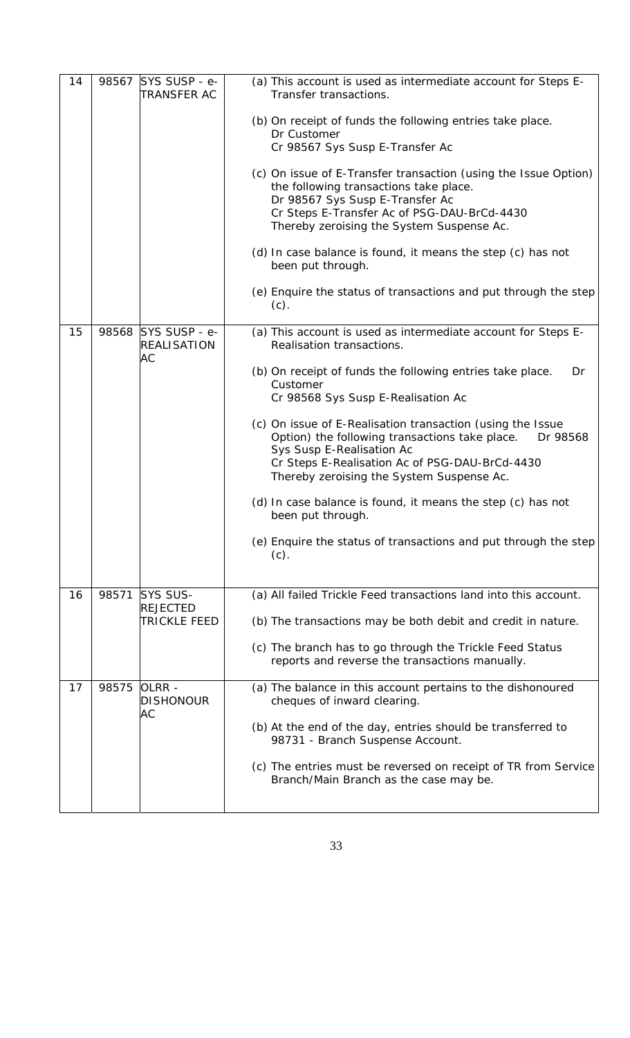| | | | |
|---|---|---|---|
| 14 | 98567 | SYS SUSP - e-TRANSFER AC | (a) This account is used as intermediate account for Steps E-Transfer transactions.<br><br>(b) On receipt of funds the following entries take place.<br>Dr Customer<br>Cr 98567 Sys Susp E-Transfer Ac<br><br>(c) On issue of E-Transfer transaction (using the Issue Option) the following transactions take place.<br>Dr 98567 Sys Susp E-Transfer Ac<br>Cr Steps E-Transfer Ac of PSG-DAU-BrCd-4430<br>Thereby zeroising the System Suspense Ac.<br><br>(d) In case balance is found, it means the step (c) has not been put through.<br><br>(e) Enquire the status of transactions and put through the step (c). |
| 15 | 98568 | SYS SUSP - e-REALISATION AC | (a) This account is used as intermediate account for Steps E-Realisation transactions.<br><br>(b) On receipt of funds the following entries take place. Dr Customer<br>Cr 98568 Sys Susp E-Realisation Ac<br><br>(c) On issue of E-Realisation transaction (using the Issue Option) the following transactions take place. Dr 98568 Sys Susp E-Realisation Ac<br>Cr Steps E-Realisation Ac of PSG-DAU-BrCd-4430<br>Thereby zeroising the System Suspense Ac.<br><br>(d) In case balance is found, it means the step (c) has not been put through.<br><br>(e) Enquire the status of transactions and put through the step (c). |
| 16 | 98571 | SYS SUS-REJECTED TRICKLE FEED | (a) All failed Trickle Feed transactions land into this account.<br><br>(b) The transactions may be both debit and credit in nature.<br><br>(c) The branch has to go through the Trickle Feed Status reports and reverse the transactions manually. |
| 17 | 98575 | OLRR - DISHONOUR AC | (a) The balance in this account pertains to the dishonoured cheques of inward clearing.<br><br>(b) At the end of the day, entries should be transferred to 98731 - Branch Suspense Account.<br><br>(c) The entries must be reversed on receipt of TR from Service Branch/Main Branch as the case may be. |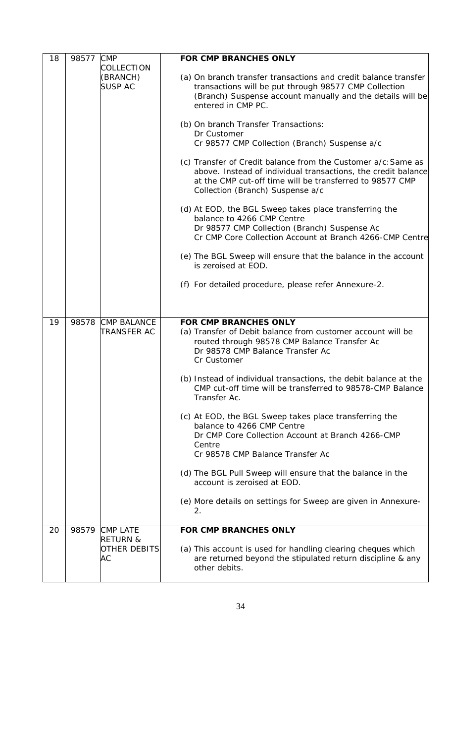| | | | |
|---|---|---|---|
| 18 | 98577 | CMP COLLECTION (BRANCH) SUSP AC | **FOR CMP BRANCHES ONLY**<br><br>(a) On branch transfer transactions and credit balance transfer transactions will be put through 98577 CMP Collection (Branch) Suspense account manually and the details will be entered in CMP PC.<br><br>(b) On branch Transfer Transactions:<br>Dr Customer<br>Cr 98577 CMP Collection (Branch) Suspense a/c<br><br>(c) Transfer of Credit balance from the Customer a/c: Same as above. Instead of individual transactions, the credit balance at the CMP cut-off time will be transferred to 98577 CMP Collection (Branch) Suspense a/c<br><br>(d) At EOD, the BGL Sweep takes place transferring the balance to 4266 CMP Centre<br>Dr 98577 CMP Collection (Branch) Suspense Ac<br>Cr CMP Core Collection Account at Branch 4266-CMP Centre<br><br>(e) The BGL Sweep will ensure that the balance in the account is zeroised at EOD.<br><br>(f) For detailed procedure, please refer Annexure-2. |
| 19 | 98578 | CMP BALANCE TRANSFER AC | **FOR CMP BRANCHES ONLY**<br>(a) Transfer of Debit balance from customer account will be routed through 98578 CMP Balance Transfer Ac<br>Dr 98578 CMP Balance Transfer Ac<br>Cr Customer<br><br>(b) Instead of individual transactions, the debit balance at the CMP cut-off time will be transferred to 98578-CMP Balance Transfer Ac.<br><br>(c) At EOD, the BGL Sweep takes place transferring the balance to 4266 CMP Centre<br>Dr CMP Core Collection Account at Branch 4266-CMP Centre<br>Cr 98578 CMP Balance Transfer Ac<br><br>(d) The BGL Pull Sweep will ensure that the balance in the account is zeroised at EOD.<br><br>(e) More details on settings for Sweep are given in Annexure-2. |
| 20 | 98579 | CMP LATE RETURN & OTHER DEBITS AC | **FOR CMP BRANCHES ONLY**<br><br>(a) This account is used for handling clearing cheques which are returned beyond the stipulated return discipline & any other debits. |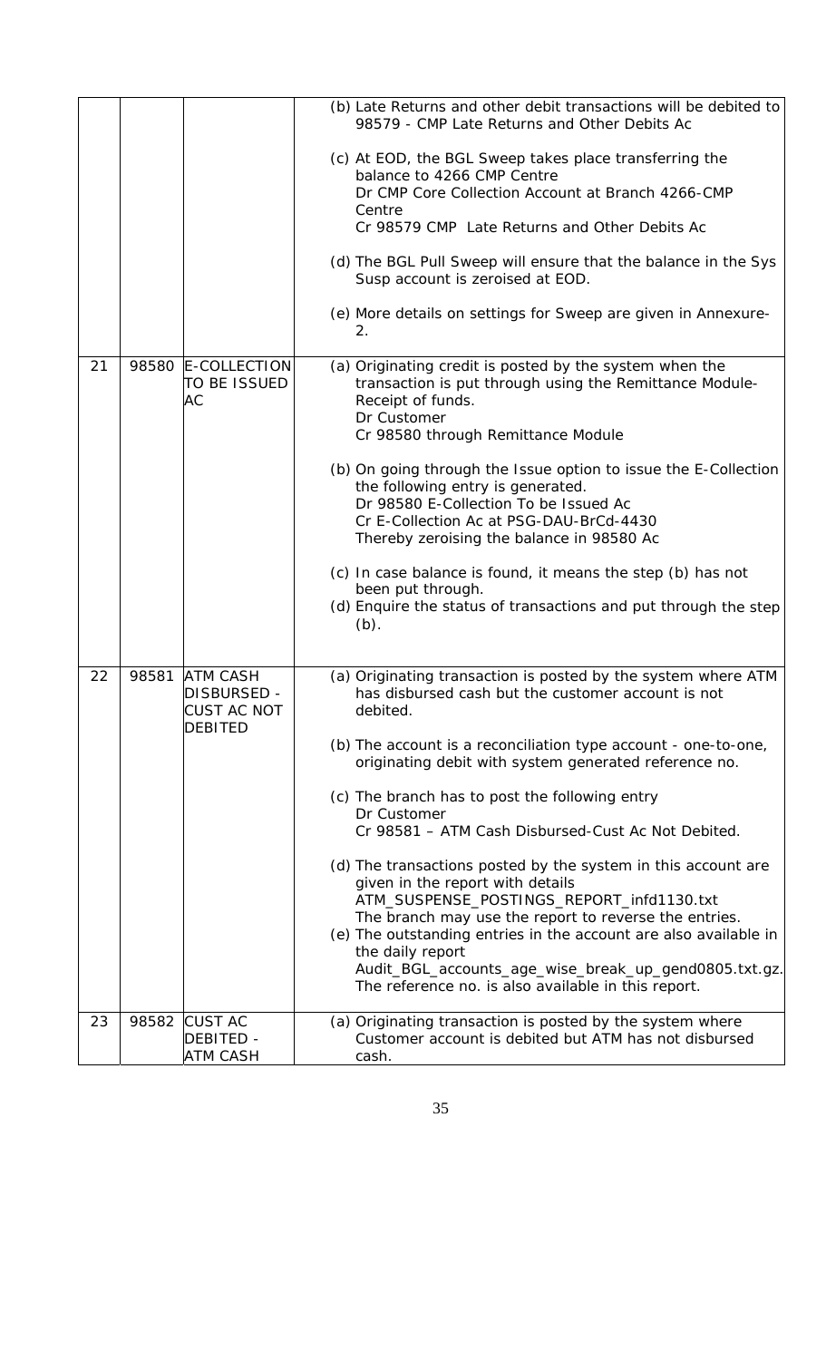|  |  |  | (b) Late Returns and other debit transactions will be debited to 98579 - CMP Late Returns and Other Debits Ac<br><br>(c) At EOD, the BGL Sweep takes place transferring the balance to 4266 CMP Centre<br>Dr CMP Core Collection Account at Branch 4266-CMP Centre<br>Cr 98579 CMP Late Returns and Other Debits Ac<br><br>(d) The BGL Pull Sweep will ensure that the balance in the Sys Susp account is zeroised at EOD.<br><br>(e) More details on settings for Sweep are given in Annexure-2. |
|---|---|---|---|
| 21 | 98580 | E-COLLECTION TO BE ISSUED AC | (a) Originating credit is posted by the system when the transaction is put through using the Remittance Module-Receipt of funds.<br>Dr Customer<br>Cr 98580 through Remittance Module<br><br>(b) On going through the Issue option to issue the E-Collection the following entry is generated.<br>Dr 98580 E-Collection To be Issued Ac<br>Cr E-Collection Ac at PSG-DAU-BrCd-4430<br>Thereby zeroising the balance in 98580 Ac<br><br>(c) In case balance is found, it means the step (b) has not been put through.<br>(d) Enquire the status of transactions and put through the step (b). |
| 22 | 98581 | ATM CASH DISBURSED - CUST AC NOT DEBITED | (a) Originating transaction is posted by the system where ATM has disbursed cash but the customer account is not debited.<br><br>(b) The account is a reconciliation type account - one-to-one, originating debit with system generated reference no.<br><br>(c) The branch has to post the following entry<br>Dr Customer<br>Cr 98581 – ATM Cash Disbursed-Cust Ac Not Debited.<br><br>(d) The transactions posted by the system in this account are given in the report with details ATM_SUSPENSE_POSTINGS_REPORT_infd1130.txt<br>The branch may use the report to reverse the entries.<br>(e) The outstanding entries in the account are also available in the daily report Audit_BGL_accounts_age_wise_break_up_gend0805.txt.gz. The reference no. is also available in this report. |
| 23 | 98582 | CUST AC DEBITED - ATM CASH | (a) Originating transaction is posted by the system where Customer account is debited but ATM has not disbursed cash. |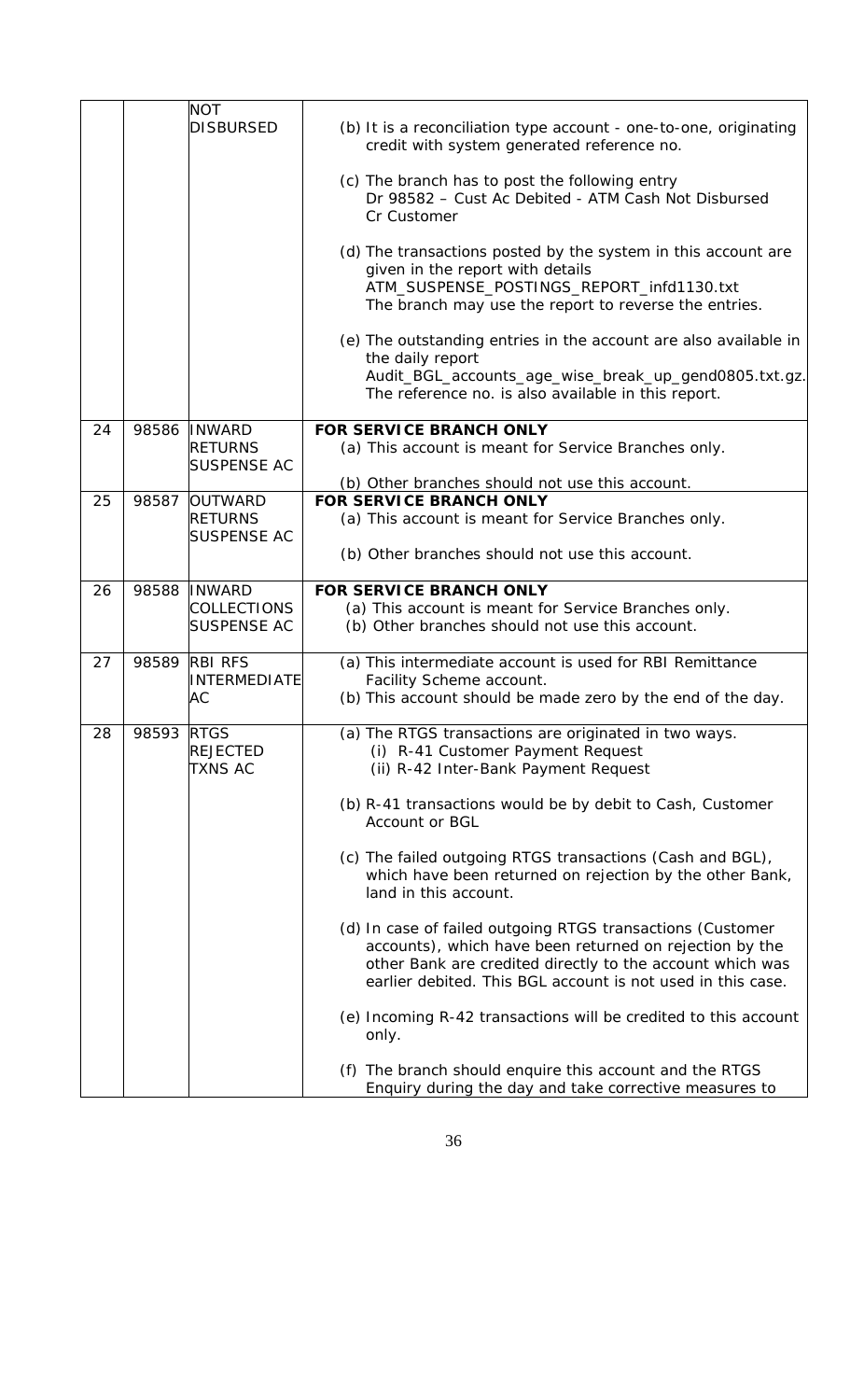|  |  | NOT DISBURSED | (b) It is a reconciliation type account - one-to-one, originating credit with system generated reference no.<br><br>(c) The branch has to post the following entry<br>Dr 98582 – Cust Ac Debited - ATM Cash Not Disbursed<br>Cr Customer<br><br>(d) The transactions posted by the system in this account are given in the report with details<br>ATM_SUSPENSE_POSTINGS_REPORT_infd1130.txt<br>The branch may use the report to reverse the entries.<br><br>(e) The outstanding entries in the account are also available in the daily report<br>Audit_BGL_accounts_age_wise_break_up_gend0805.txt.gz.<br>The reference no. is also available in this report. |
|---|---|---|---|
| 24 | 98586 | INWARD RETURNS SUSPENSE AC | **FOR SERVICE BRANCH ONLY**<br>(a) This account is meant for Service Branches only.<br><br>(b) Other branches should not use this account. |
| 25 | 98587 | OUTWARD RETURNS SUSPENSE AC | **FOR SERVICE BRANCH ONLY**<br>(a) This account is meant for Service Branches only.<br><br>(b) Other branches should not use this account. |
| 26 | 98588 | INWARD COLLECTIONS SUSPENSE AC | **FOR SERVICE BRANCH ONLY**<br>(a) This account is meant for Service Branches only.<br>(b) Other branches should not use this account. |
| 27 | 98589 | RBI RFS INTERMEDIATE AC | (a) This intermediate account is used for RBI Remittance Facility Scheme account.<br>(b) This account should be made zero by the end of the day. |
| 28 | 98593 | RTGS REJECTED TXNS AC | (a) The RTGS transactions are originated in two ways.<br>(i) R-41 Customer Payment Request<br>(ii) R-42 Inter-Bank Payment Request<br><br>(b) R-41 transactions would be by debit to Cash, Customer Account or BGL<br><br>(c) The failed outgoing RTGS transactions (Cash and BGL), which have been returned on rejection by the other Bank, land in this account.<br><br>(d) In case of failed outgoing RTGS transactions (Customer accounts), which have been returned on rejection by the other Bank are credited directly to the account which was earlier debited. This BGL account is not used in this case.<br><br>(e) Incoming R-42 transactions will be credited to this account only.<br><br>(f) The branch should enquire this account and the RTGS Enquiry during the day and take corrective measures to |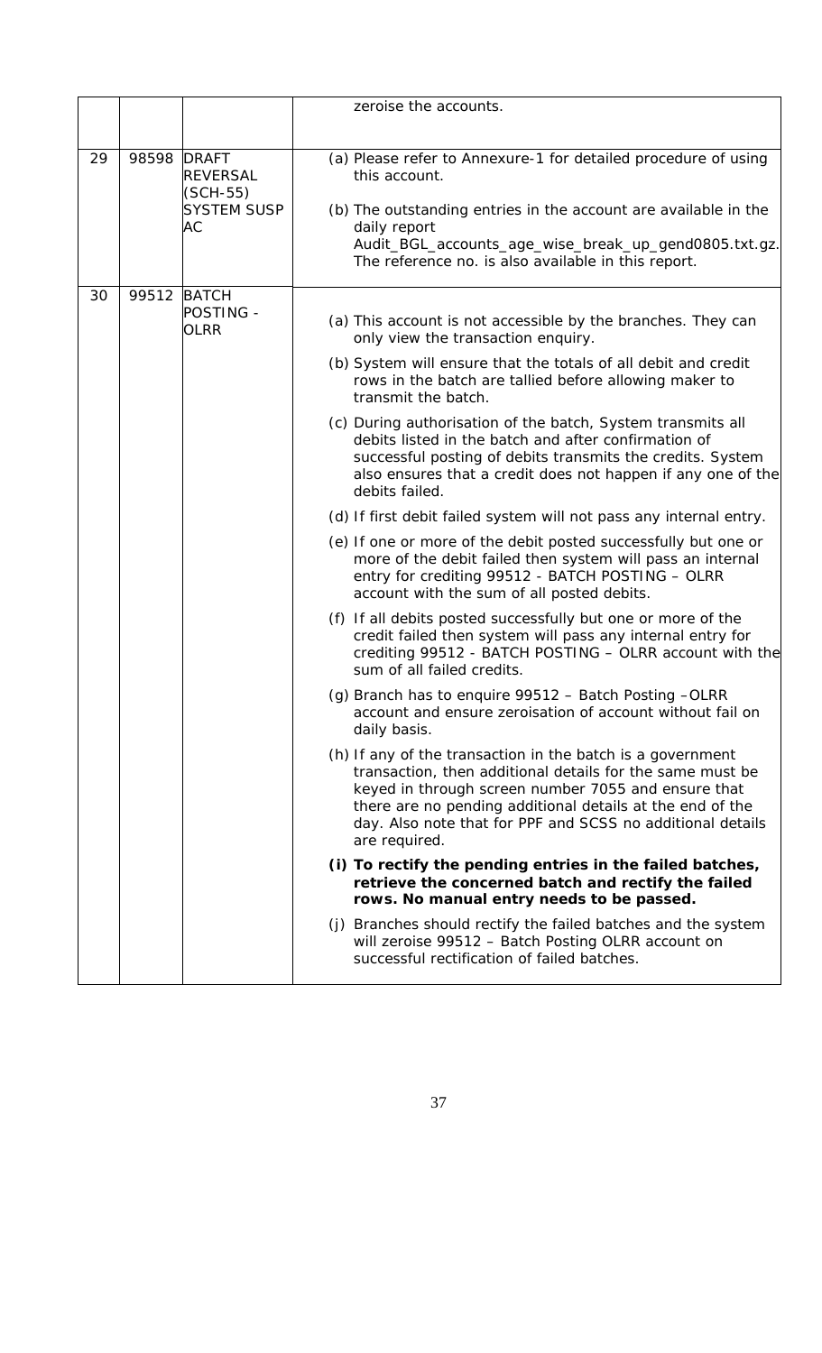| | | | |
|---|---|---|---|
| | | | zeroise the accounts. |
| 29 | 98598 | DRAFT REVERSAL (SCH-55) SYSTEM SUSP AC | (a) Please refer to Annexure-1 for detailed procedure of using this account.<br><br>(b) The outstanding entries in the account are available in the daily report Audit_BGL_accounts_age_wise_break_up_gend0805.txt.gz. The reference no. is also available in this report. |
| 30 | 99512 | BATCH POSTING - OLRR | (a) This account is not accessible by the branches. They can only view the transaction enquiry.<br><br>(b) System will ensure that the totals of all debit and credit rows in the batch are tallied before allowing maker to transmit the batch.<br><br>(c) During authorisation of the batch, System transmits all debits listed in the batch and after confirmation of successful posting of debits transmits the credits. System also ensures that a credit does not happen if any one of the debits failed.<br><br>(d) If first debit failed system will not pass any internal entry.<br><br>(e) If one or more of the debit posted successfully but one or more of the debit failed then system will pass an internal entry for crediting 99512 - BATCH POSTING – OLRR account with the sum of all posted debits.<br><br>(f) If all debits posted successfully but one or more of the credit failed then system will pass any internal entry for crediting 99512 - BATCH POSTING – OLRR account with the sum of all failed credits.<br><br>(g) Branch has to enquire 99512 – Batch Posting –OLRR account and ensure zeroisation of account without fail on daily basis.<br><br>(h) If any of the transaction in the batch is a government transaction, then additional details for the same must be keyed in through screen number 7055 and ensure that there are no pending additional details at the end of the day. Also note that for PPF and SCSS no additional details are required.<br><br>**(i) To rectify the pending entries in the failed batches, retrieve the concerned batch and rectify the failed rows. No manual entry needs to be passed.**<br><br>(j) Branches should rectify the failed batches and the system will zeroise 99512 – Batch Posting OLRR account on successful rectification of failed batches. |